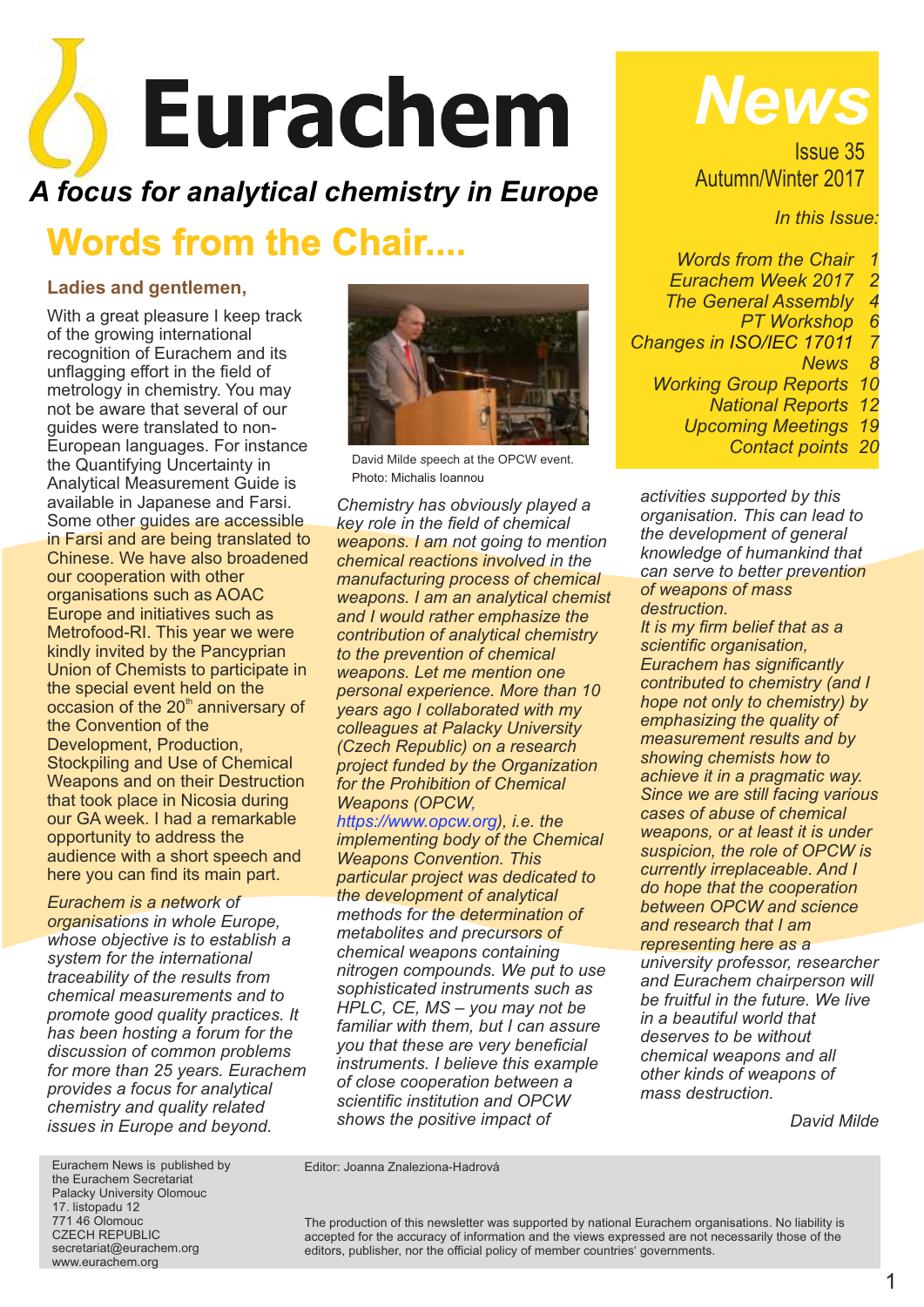# Eurachem

*A focus for analytical chemistry in Europe*

**News**

Issue 35
Autumn/Winter 2017

*In this Issue:*

| | |
|---|---|
| *Words from the Chair* | *1* |
| *Eurachem Week 2017* | *2* |
| *The General Assembly* | *4* |
| *PT Workshop* | *6* |
| *Changes in ISO/IEC 17011* | *7* |
| *News* | *8* |
| *Working Group Reports* | *10* |
| *National Reports* | *12* |
| *Upcoming Meetings* | *19* |
| *Contact points* | *20* |

## Words from the Chair....

**Ladies and gentlemen,**

With a great pleasure I keep track of the growing international recognition of Eurachem and its unflagging effort in the field of metrology in chemistry. You may not be aware that several of our guides were translated to non-European languages. For instance the Quantifying Uncertainty in Analytical Measurement Guide is available in Japanese and Farsi. Some other guides are accessible in Farsi and are being translated to Chinese. We have also broadened our cooperation with other organisations such as AOAC Europe and initiatives such as Metrofood-RI. This year we were kindly invited by the Pancyprian Union of Chemists to participate in the special event held on the occasion of the 20th anniversary of the Convention of the Development, Production, Stockpiling and Use of Chemical Weapons and on their Destruction that took place in Nicosia during our GA week. I had a remarkable opportunity to address the audience with a short speech and here you can find its main part.

*Eurachem is a network of organisations in whole Europe, whose objective is to establish a system for the international traceability of the results from chemical measurements and to promote good quality practices. It has been hosting a forum for the discussion of common problems for more than 25 years. Eurachem provides a focus for analytical chemistry and quality related issues in Europe and beyond.*

David Milde speech at the OPCW event. Photo: Michalis Ioannou

*Chemistry has obviously played a key role in the field of chemical weapons. I am not going to mention chemical reactions involved in the manufacturing process of chemical weapons. I am an analytical chemist and I would rather emphasize the contribution of analytical chemistry to the prevention of chemical weapons. Let me mention one personal experience. More than 10 years ago I collaborated with my colleagues at Palacky University (Czech Republic) on a research project funded by the Organization for the Prohibition of Chemical Weapons (OPCW, https://www.opcw.org), i.e. the implementing body of the Chemical Weapons Convention. This particular project was dedicated to the development of analytical methods for the determination of metabolites and precursors of chemical weapons containing nitrogen compounds. We put to use sophisticated instruments such as HPLC, CE, MS – you may not be familiar with them, but I can assure you that these are very beneficial instruments. I believe this example of close cooperation between a scientific institution and OPCW shows the positive impact of activities supported by this organisation. This can lead to the development of general knowledge of humankind that can serve to better prevention of weapons of mass destruction.*

*It is my firm belief that as a scientific organisation, Eurachem has significantly contributed to chemistry (and I hope not only to chemistry) by emphasizing the quality of measurement results and by showing chemists how to achieve it in a pragmatic way. Since we are still facing various cases of abuse of chemical weapons, or at least it is under suspicion, the role of OPCW is currently irreplaceable. And I do hope that the cooperation between OPCW and science and research that I am representing here as a university professor, researcher and Eurachem chairperson will be fruitful in the future. We live in a beautiful world that deserves to be without chemical weapons and all other kinds of weapons of mass destruction.*

*David Milde*

Eurachem News is published by the Eurachem Secretariat
Palacky University Olomouc
17. listopadu 12
771 46 Olomouc
CZECH REPUBLIC
secretariat@eurachem.org
www.eurachem.org

Editor: Joanna Znaleziona-Hadrová

The production of this newsletter was supported by national Eurachem organisations. No liability is accepted for the accuracy of information and the views expressed are not necessarily those of the editors, publisher, nor the official policy of member countries' governments.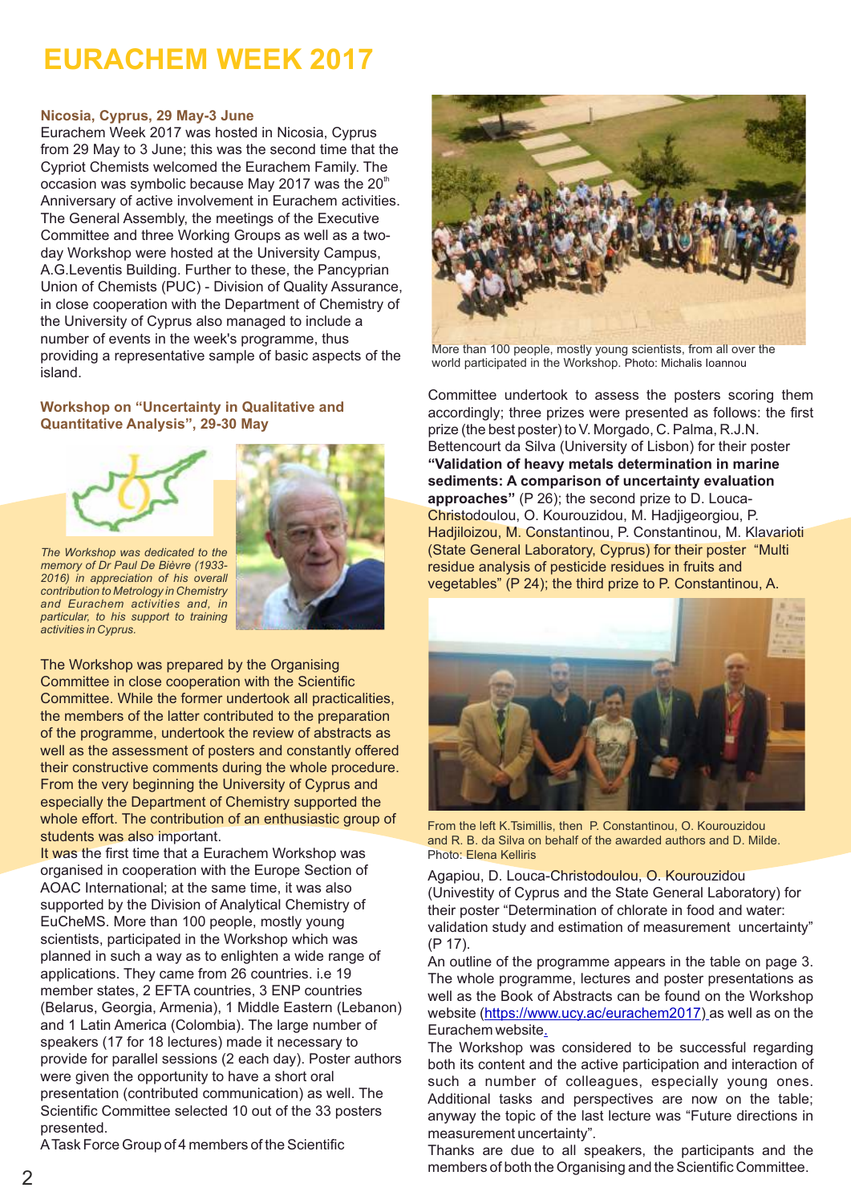# EURACHEM WEEK 2017

### Nicosia, Cyprus, 29 May-3 June

Eurachem Week 2017 was hosted in Nicosia, Cyprus from 29 May to 3 June; this was the second time that the Cypriot Chemists welcomed the Eurachem Family. The occasion was symbolic because May 2017 was the 20th Anniversary of active involvement in Eurachem activities. The General Assembly, the meetings of the Executive Committee and three Working Groups as well as a two-day Workshop were hosted at the University Campus, A.G.Leventis Building. Further to these, the Pancyprian Union of Chemists (PUC) - Division of Quality Assurance, in close cooperation with the Department of Chemistry of the University of Cyprus also managed to include a number of events in the week's programme, thus providing a representative sample of basic aspects of the island.

### Workshop on "Uncertainty in Qualitative and Quantitative Analysis", 29-30 May

*The Workshop was dedicated to the memory of Dr Paul De Bièvre (1933-2016) in appreciation of his overall contribution to Metrology in Chemistry and Eurachem activities and, in particular, to his support to training activities in Cyprus.*

The Workshop was prepared by the Organising Committee in close cooperation with the Scientific Committee. While the former undertook all practicalities, the members of the latter contributed to the preparation of the programme, undertook the review of abstracts as well as the assessment of posters and constantly offered their constructive comments during the whole procedure. From the very beginning the University of Cyprus and especially the Department of Chemistry supported the whole effort. The contribution of an enthusiastic group of students was also important.

It was the first time that a Eurachem Workshop was organised in cooperation with the Europe Section of AOAC International; at the same time, it was also supported by the Division of Analytical Chemistry of EuCheMS. More than 100 people, mostly young scientists, participated in the Workshop which was planned in such a way as to enlighten a wide range of applications. They came from 26 countries. i.e 19 member states, 2 EFTA countries, 3 ENP countries (Belarus, Georgia, Armenia), 1 Middle Eastern (Lebanon) and 1 Latin America (Colombia). The large number of speakers (17 for 18 lectures) made it necessary to provide for parallel sessions (2 each day). Poster authors were given the opportunity to have a short oral presentation (contributed communication) as well. The Scientific Committee selected 10 out of the 33 posters presented.

A Task Force Group of 4 members of the Scientific Committee undertook to assess the posters scoring them accordingly; three prizes were presented as follows: the first prize (the best poster) to V. Morgado, C. Palma, R.J.N. Bettencourt da Silva (University of Lisbon) for their poster **"Validation of heavy metals determination in marine sediments: A comparison of uncertainty evaluation approaches"** (P 26); the second prize to D. Louca-Christodoulou, O. Kourouzidou, M. Hadjigeorgiou, P. Hadjiloizou, M. Constantinou, P. Constantinou, M. Klavarioti (State General Laboratory, Cyprus) for their poster "Multi residue analysis of pesticide residues in fruits and vegetables" (P 24); the third prize to P. Constantinou, A. Agapiou, D. Louca-Christodoulou, O. Kourouzidou (Univestity of Cyprus and the State General Laboratory) for their poster "Determination of chlorate in food and water: validation study and estimation of measurement uncertainty" (P 17).

More than 100 people, mostly young scientists, from all over the world participated in the Workshop. Photo: Michalis Ioannou

From the left K.Tsimillis, then P. Constantinou, O. Kourouzidou and R. B. da Silva on behalf of the awarded authors and D. Milde. Photo: Elena Kelliris

An outline of the programme appears in the table on page 3. The whole programme, lectures and poster presentations as well as the Book of Abstracts can be found on the Workshop website (https://www.ucy.ac/eurachem2017) as well as on the Eurachem website.

The Workshop was considered to be successful regarding both its content and the active participation and interaction of such a number of colleagues, especially young ones. Additional tasks and perspectives are now on the table; anyway the topic of the last lecture was "Future directions in measurement uncertainty".

Thanks are due to all speakers, the participants and the members of both the Organising and the Scientific Committee.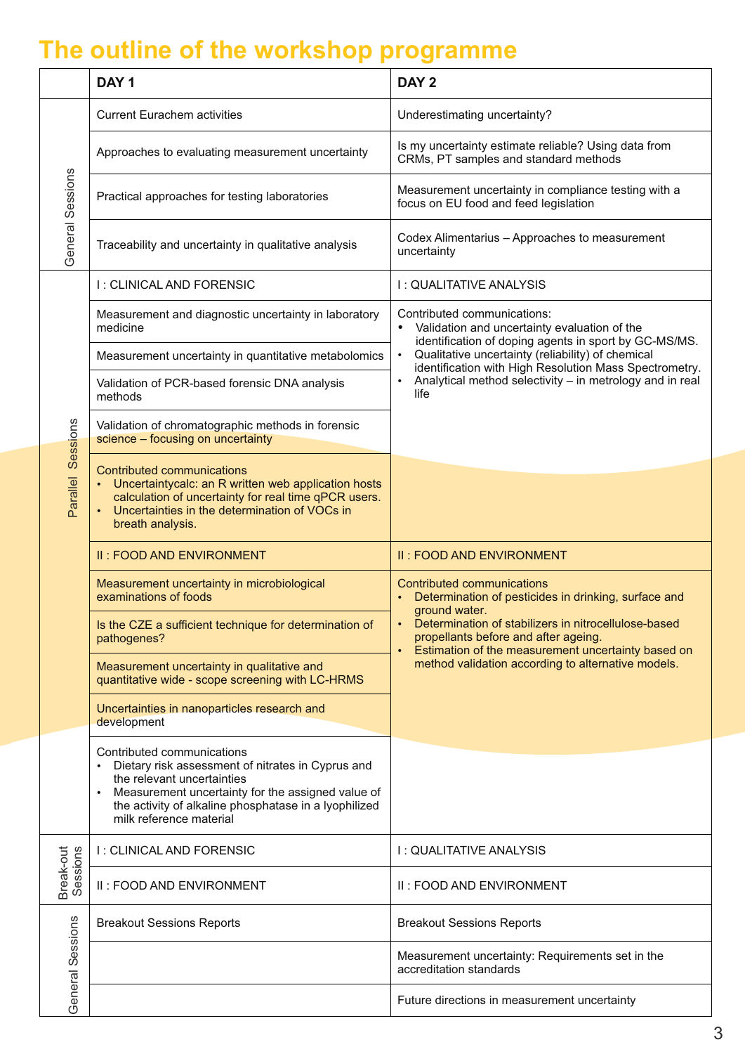# The outline of the workshop programme

| | DAY 1 | DAY 2 |
|---|---|---|
| General Sessions | Current Eurachem activities | Underestimating uncertainty? |
| | Approaches to evaluating measurement uncertainty | Is my uncertainty estimate reliable? Using data from CRMs, PT samples and standard methods |
| | Practical approaches for testing laboratories | Measurement uncertainty in compliance testing with a focus on EU food and feed legislation |
| | Traceability and uncertainty in qualitative analysis | Codex Alimentarius – Approaches to measurement uncertainty |
| Parallel Sessions | I : CLINICAL AND FORENSIC | I : QUALITATIVE ANALYSIS |
| | Measurement and diagnostic uncertainty in laboratory medicine | Contributed communications:<br>• Validation and uncertainty evaluation of the identification of doping agents in sport by GC-MS/MS.<br>• Qualitative uncertainty (reliability) of chemical identification with High Resolution Mass Spectrometry.<br>• Analytical method selectivity – in metrology and in real life |
| | Measurement uncertainty in quantitative metabolomics | |
| | Validation of PCR-based forensic DNA analysis methods | |
| | Validation of chromatographic methods in forensic science – focusing on uncertainty | |
| | Contributed communications<br>• Uncertaintycalc: an R written web application hosts calculation of uncertainty for real time qPCR users.<br>• Uncertainties in the determination of VOCs in breath analysis. | |
| | II : FOOD AND ENVIRONMENT | II : FOOD AND ENVIRONMENT |
| | Measurement uncertainty in microbiological examinations of foods | Contributed communications<br>• Determination of pesticides in drinking, surface and ground water.<br>• Determination of stabilizers in nitrocellulose-based propellants before and after ageing.<br>• Estimation of the measurement uncertainty based on method validation according to alternative models. |
| | Is the CZE a sufficient technique for determination of pathogenes? | |
| | Measurement uncertainty in qualitative and quantitative wide - scope screening with LC-HRMS | |
| | Uncertainties in nanoparticles research and development | |
| | Contributed communications<br>• Dietary risk assessment of nitrates in Cyprus and the relevant uncertainties<br>• Measurement uncertainty for the assigned value of the activity of alkaline phosphatase in a lyophilized milk reference material | |
| Break-out Sessions | I : CLINICAL AND FORENSIC | I : QUALITATIVE ANALYSIS |
| | II : FOOD AND ENVIRONMENT | II : FOOD AND ENVIRONMENT |
| General Sessions | Breakout Sessions Reports | Breakout Sessions Reports |
| | | Measurement uncertainty: Requirements set in the accreditation standards |
| | | Future directions in measurement uncertainty |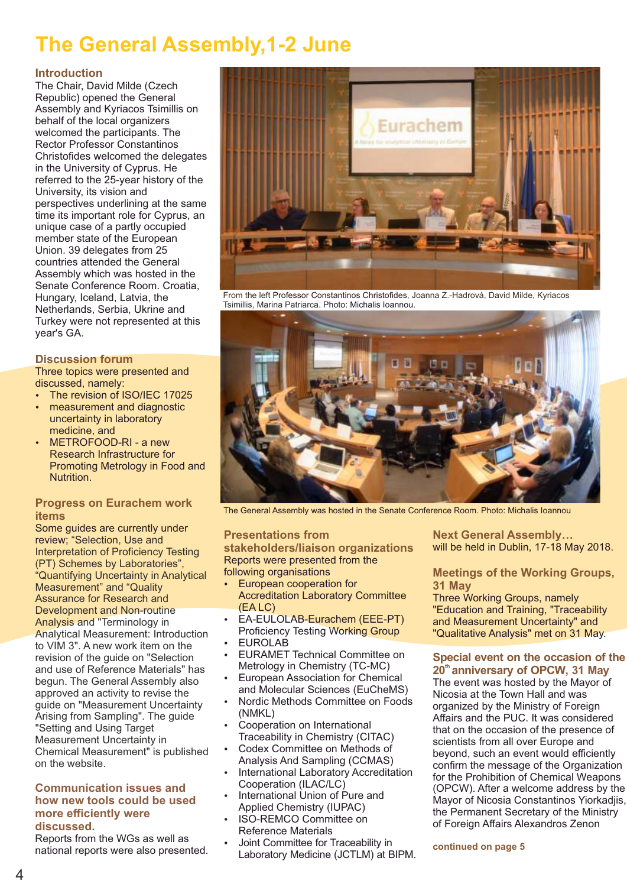# The General Assembly,1-2 June

## Introduction

The Chair, David Milde (Czech Republic) opened the General Assembly and Kyriacos Tsimillis on behalf of the local organizers welcomed the participants. The Rector Professor Constantinos Christofides welcomed the delegates in the University of Cyprus. He referred to the 25-year history of the University, its vision and perspectives underlining at the same time its important role for Cyprus, an unique case of a partly occupied member state of the European Union. 39 delegates from 25 countries attended the General Assembly which was hosted in the Senate Conference Room. Croatia, Hungary, Iceland, Latvia, the Netherlands, Serbia, Ukrine and Turkey were not represented at this year's GA.

From the left Professor Constantinos Christofides, Joanna Z.-Hadrová, David Milde, Kyriacos Tsimillis, Marina Patriarca. Photo: Michalis Ioannou.

The General Assembly was hosted in the Senate Conference Room. Photo: Michalis Ioannou

## Discussion forum

Three topics were presented and discussed, namely:

- The revision of ISO/IEC 17025
- measurement and diagnostic uncertainty in laboratory medicine, and
- METROFOOD-RI - a new Research Infrastructure for Promoting Metrology in Food and Nutrition.

## Progress on Eurachem work items

Some guides are currently under review; “Selection, Use and Interpretation of Proficiency Testing (PT) Schemes by Laboratories”, “Quantifying Uncertainty in Analytical Measurement” and “Quality Assurance for Research and Development and Non-routine Analysis and "Terminology in Analytical Measurement: Introduction to VIM 3". A new work item on the revision of the guide on "Selection and use of Reference Materials" has begun. The General Assembly also approved an activity to revise the guide on "Measurement Uncertainty Arising from Sampling". The guide "Setting and Using Target Measurement Uncertainty in Chemical Measurement" is published on the website.

## Communication issues and how new tools could be used more efficiently were discussed.

Reports from the WGs as well as national reports were also presented.

## Presentations from stakeholders/liaison organizations

Reports were presented from the following organisations

- European cooperation for Accreditation Laboratory Committee (EA LC)
- EA-EULOLAB-Eurachem (EEE-PT) Proficiency Testing Working Group
- EUROLAB
- EURAMET Technical Committee on Metrology in Chemistry (TC-MC)
- European Association for Chemical and Molecular Sciences (EuCheMS)
- Nordic Methods Committee on Foods (NMKL)
- Cooperation on International Traceability in Chemistry (CITAC)
- Codex Committee on Methods of Analysis And Sampling (CCMAS)
- International Laboratory Accreditation Cooperation (ILAC/LC)
- International Union of Pure and Applied Chemistry (IUPAC)
- ISO-REMCO Committee on Reference Materials
- Joint Committee for Traceability in Laboratory Medicine (JCTLM) at BIPM.

## Next General Assembly…

will be held in Dublin, 17-18 May 2018.

## Meetings of the Working Groups, 31 May

Three Working Groups, namely "Education and Training, "Traceability and Measurement Uncertainty" and "Qualitative Analysis" met on 31 May.

## Special event on the occasion of the 20th anniversary of OPCW, 31 May

The event was hosted by the Mayor of Nicosia at the Town Hall and was organized by the Ministry of Foreign Affairs and the PUC. It was considered that on the occasion of the presence of scientists from all over Europe and beyond, such an event would efficiently confirm the message of the Organization for the Prohibition of Chemical Weapons (OPCW). After a welcome address by the Mayor of Nicosia Constantinos Yiorkadjis, the Permanent Secretary of the Ministry of Foreign Affairs Alexandros Zenon

continued on page 5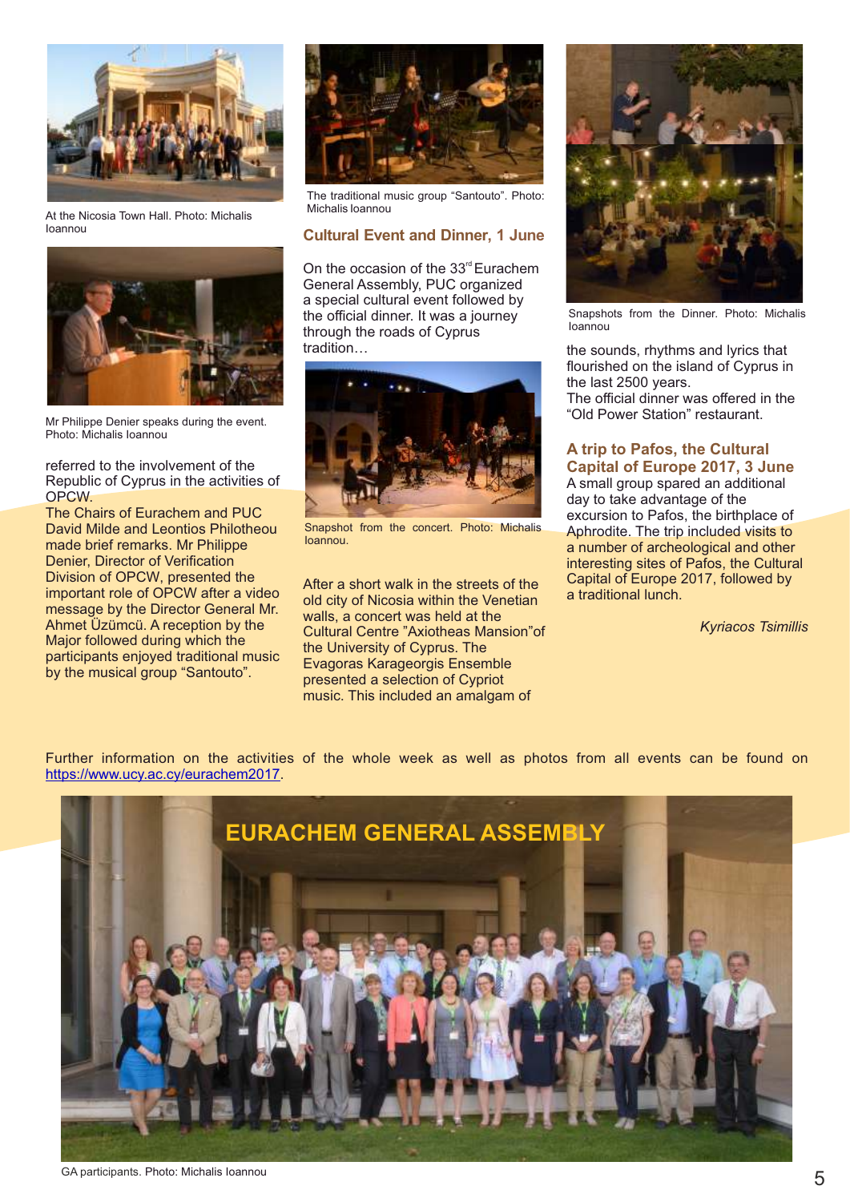At the Nicosia Town Hall. Photo: Michalis Ioannou

Mr Philippe Denier speaks during the event. Photo: Michalis Ioannou

referred to the involvement of the Republic of Cyprus in the activities of OPCW.

The Chairs of Eurachem and PUC David Milde and Leontios Philotheou made brief remarks. Mr Philippe Denier, Director of Verification Division of OPCW, presented the important role of OPCW after a video message by the Director General Mr. Ahmet Üzümcü. A reception by the Major followed during which the participants enjoyed traditional music by the musical group “Santouto”.

The traditional music group “Santouto”. Photo: Michalis Ioannou

## Cultural Event and Dinner, 1 June

On the occasion of the 33rd Eurachem General Assembly, PUC organized a special cultural event followed by the official dinner. It was a journey through the roads of Cyprus tradition…

Snapshot from the concert. Photo: Michalis Ioannou.

After a short walk in the streets of the old city of Nicosia within the Venetian walls, a concert was held at the Cultural Centre ”Axiotheas Mansion”of the University of Cyprus. The Evagoras Karageorgis Ensemble presented a selection of Cypriot music. This included an amalgam of the sounds, rhythms and lyrics that flourished on the island of Cyprus in the last 2500 years.

Snapshots from the Dinner. Photo: Michalis Ioannou

The official dinner was offered in the “Old Power Station” restaurant.

## A trip to Pafos, the Cultural Capital of Europe 2017, 3 June

A small group spared an additional day to take advantage of the excursion to Pafos, the birthplace of Aphrodite. The trip included visits to a number of archeological and other interesting sites of Pafos, the Cultural Capital of Europe 2017, followed by a traditional lunch.

*Kyriacos Tsimillis*

Further information on the activities of the whole week as well as photos from all events can be found on https://www.ucy.ac.cy/eurachem2017.

EURACHEM GENERAL ASSEMBLY

GA participants. Photo: Michalis Ioannou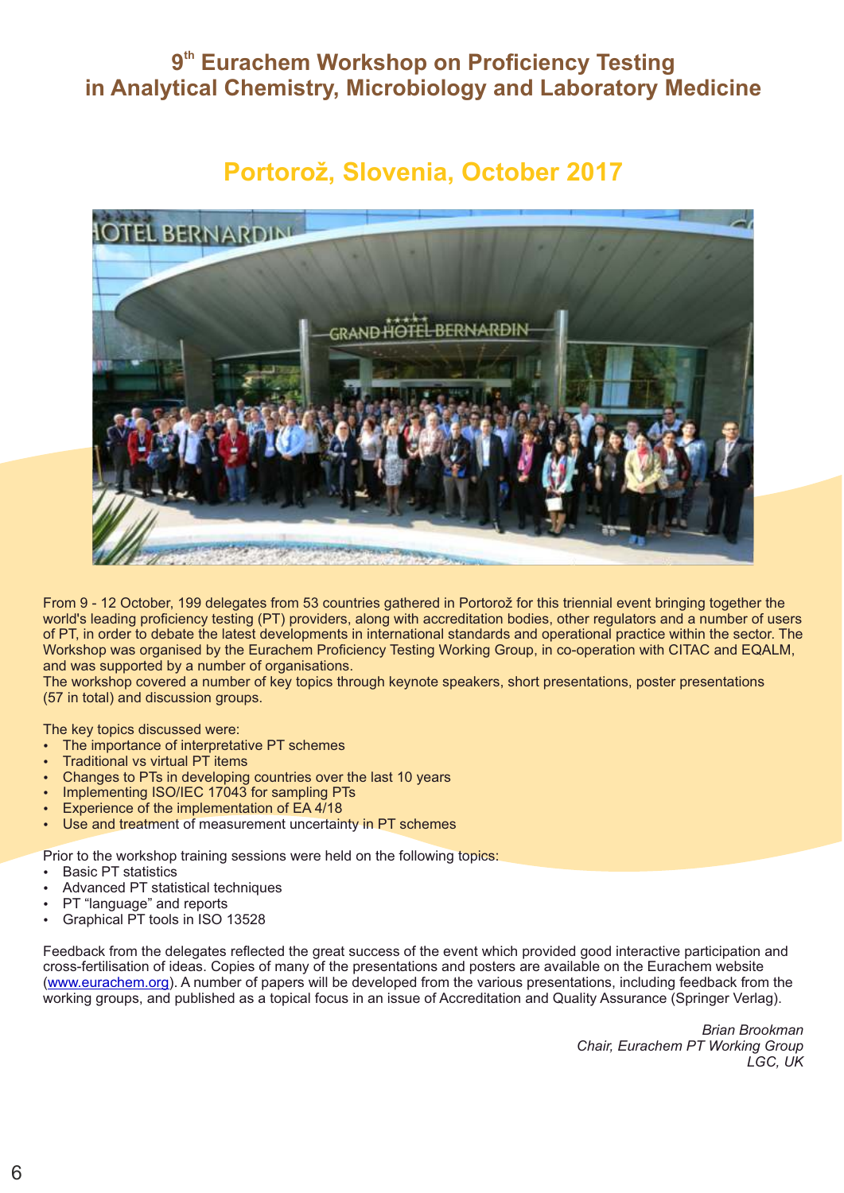# 9th Eurachem Workshop on Proficiency Testing in Analytical Chemistry, Microbiology and Laboratory Medicine

## Portorož, Slovenia, October 2017

From 9 - 12 October, 199 delegates from 53 countries gathered in Portorož for this triennial event bringing together the world's leading proficiency testing (PT) providers, along with accreditation bodies, other regulators and a number of users of PT, in order to debate the latest developments in international standards and operational practice within the sector. The Workshop was organised by the Eurachem Proficiency Testing Working Group, in co-operation with CITAC and EQALM, and was supported by a number of organisations.
The workshop covered a number of key topics through keynote speakers, short presentations, poster presentations (57 in total) and discussion groups.

The key topics discussed were:

- The importance of interpretative PT schemes
- Traditional vs virtual PT items
- Changes to PTs in developing countries over the last 10 years
- Implementing ISO/IEC 17043 for sampling PTs
- Experience of the implementation of EA 4/18
- Use and treatment of measurement uncertainty in PT schemes

Prior to the workshop training sessions were held on the following topics:

- Basic PT statistics
- Advanced PT statistical techniques
- PT "language" and reports
- Graphical PT tools in ISO 13528

Feedback from the delegates reflected the great success of the event which provided good interactive participation and cross-fertilisation of ideas. Copies of many of the presentations and posters are available on the Eurachem website (www.eurachem.org). A number of papers will be developed from the various presentations, including feedback from the working groups, and published as a topical focus in an issue of Accreditation and Quality Assurance (Springer Verlag).

*Brian Brookman*
*Chair, Eurachem PT Working Group*
*LGC, UK*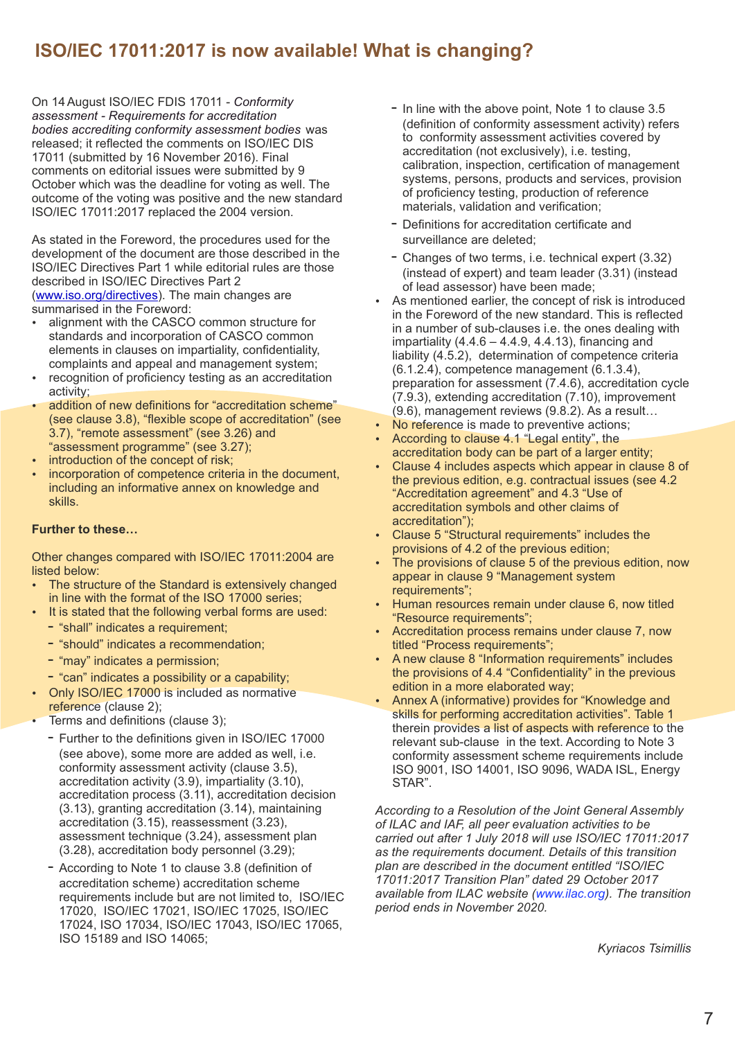## ISO/IEC 17011:2017 is now available! What is changing?

On 14 August ISO/IEC FDIS 17011 - *Conformity assessment - Requirements for accreditation bodies accrediting conformity assessment bodies* was released; it reflected the comments on ISO/IEC DIS 17011 (submitted by 16 November 2016). Final comments on editorial issues were submitted by 9 October which was the deadline for voting as well. The outcome of the voting was positive and the new standard ISO/IEC 17011:2017 replaced the 2004 version.

As stated in the Foreword, the procedures used for the development of the document are those described in the ISO/IEC Directives Part 1 while editorial rules are those described in ISO/IEC Directives Part 2 (www.iso.org/directives). The main changes are summarised in the Foreword:

- alignment with the CASCO common structure for standards and incorporation of CASCO common elements in clauses on impartiality, confidentiality, complaints and appeal and management system;
- recognition of proficiency testing as an accreditation activity;
- addition of new definitions for "accreditation scheme" (see clause 3.8), "flexible scope of accreditation" (see 3.7), "remote assessment" (see 3.26) and "assessment programme" (see 3.27);
- introduction of the concept of risk;
- incorporation of competence criteria in the document, including an informative annex on knowledge and skills.

**Further to these…**

Other changes compared with ISO/IEC 17011:2004 are listed below:

- The structure of the Standard is extensively changed in line with the format of the ISO 17000 series;
- It is stated that the following verbal forms are used:
  - "shall" indicates a requirement;
  - "should" indicates a recommendation;
  - "may" indicates a permission;
  - "can" indicates a possibility or a capability;
- Only ISO/IEC 17000 is included as normative reference (clause 2);
- Terms and definitions (clause 3);
  - Further to the definitions given in ISO/IEC 17000 (see above), some more are added as well, i.e. conformity assessment activity (clause 3.5), accreditation activity (3.9), impartiality (3.10), accreditation process (3.11), accreditation decision (3.13), granting accreditation (3.14), maintaining accreditation (3.15), reassessment (3.23), assessment technique (3.24), assessment plan (3.28), accreditation body personnel (3.29);
  - According to Note 1 to clause 3.8 (definition of accreditation scheme) accreditation scheme requirements include but are not limited to, ISO/IEC 17020, ISO/IEC 17021, ISO/IEC 17025, ISO/IEC 17024, ISO 17034, ISO/IEC 17043, ISO/IEC 17065, ISO 15189 and ISO 14065;
  - In line with the above point, Note 1 to clause 3.5 (definition of conformity assessment activity) refers to conformity assessment activities covered by accreditation (not exclusively), i.e. testing, calibration, inspection, certification of management systems, persons, products and services, provision of proficiency testing, production of reference materials, validation and verification;
  - Definitions for accreditation certificate and surveillance are deleted;
  - Changes of two terms, i.e. technical expert (3.32) (instead of expert) and team leader (3.31) (instead of lead assessor) have been made;
- As mentioned earlier, the concept of risk is introduced in the Foreword of the new standard. This is reflected in a number of sub-clauses i.e. the ones dealing with impartiality (4.4.6 – 4.4.9, 4.4.13), financing and liability (4.5.2), determination of competence criteria (6.1.2.4), competence management (6.1.3.4), preparation for assessment (7.4.6), accreditation cycle (7.9.3), extending accreditation (7.10), improvement (9.6), management reviews (9.8.2). As a result…
- No reference is made to preventive actions;
- According to clause 4.1 "Legal entity", the accreditation body can be part of a larger entity;
- Clause 4 includes aspects which appear in clause 8 of the previous edition, e.g. contractual issues (see 4.2 "Accreditation agreement" and 4.3 "Use of accreditation symbols and other claims of accreditation");
- Clause 5 "Structural requirements" includes the provisions of 4.2 of the previous edition;
- The provisions of clause 5 of the previous edition, now appear in clause 9 "Management system requirements";
- Human resources remain under clause 6, now titled "Resource requirements";
- Accreditation process remains under clause 7, now titled "Process requirements";
- A new clause 8 "Information requirements" includes the provisions of 4.4 "Confidentiality" in the previous edition in a more elaborated way;
- Annex A (informative) provides for "Knowledge and skills for performing accreditation activities". Table 1 therein provides a list of aspects with reference to the relevant sub-clause in the text. According to Note 3 conformity assessment scheme requirements include ISO 9001, ISO 14001, ISO 9096, WADA ISL, Energy STAR".

*According to a Resolution of the Joint General Assembly of ILAC and IAF, all peer evaluation activities to be carried out after 1 July 2018 will use ISO/IEC 17011:2017 as the requirements document. Details of this transition plan are described in the document entitled "ISO/IEC 17011:2017 Transition Plan" dated 29 October 2017 available from ILAC website (www.ilac.org). The transition period ends in November 2020.*

*Kyriacos Tsimillis*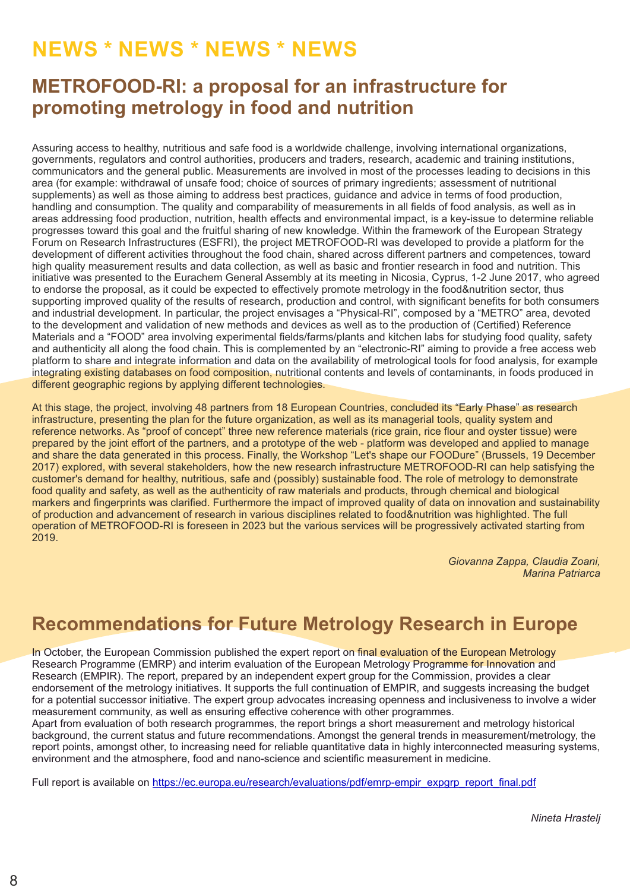# NEWS * NEWS * NEWS * NEWS

## METROFOOD-RI: a proposal for an infrastructure for promoting metrology in food and nutrition

Assuring access to healthy, nutritious and safe food is a worldwide challenge, involving international organizations, governments, regulators and control authorities, producers and traders, research, academic and training institutions, communicators and the general public. Measurements are involved in most of the processes leading to decisions in this area (for example: withdrawal of unsafe food; choice of sources of primary ingredients; assessment of nutritional supplements) as well as those aiming to address best practices, guidance and advice in terms of food production, handling and consumption. The quality and comparability of measurements in all fields of food analysis, as well as in areas addressing food production, nutrition, health effects and environmental impact, is a key-issue to determine reliable progresses toward this goal and the fruitful sharing of new knowledge. Within the framework of the European Strategy Forum on Research Infrastructures (ESFRI), the project METROFOOD-RI was developed to provide a platform for the development of different activities throughout the food chain, shared across different partners and competences, toward high quality measurement results and data collection, as well as basic and frontier research in food and nutrition. This initiative was presented to the Eurachem General Assembly at its meeting in Nicosia, Cyprus, 1-2 June 2017, who agreed to endorse the proposal, as it could be expected to effectively promote metrology in the food&nutrition sector, thus supporting improved quality of the results of research, production and control, with significant benefits for both consumers and industrial development. In particular, the project envisages a "Physical-RI", composed by a "METRO" area, devoted to the development and validation of new methods and devices as well as to the production of (Certified) Reference Materials and a "FOOD" area involving experimental fields/farms/plants and kitchen labs for studying food quality, safety and authenticity all along the food chain. This is complemented by an "electronic-RI" aiming to provide a free access web platform to share and integrate information and data on the availability of metrological tools for food analysis, for example integrating existing databases on food composition, nutritional contents and levels of contaminants, in foods produced in different geographic regions by applying different technologies.

At this stage, the project, involving 48 partners from 18 European Countries, concluded its "Early Phase" as research infrastructure, presenting the plan for the future organization, as well as its managerial tools, quality system and reference networks. As "proof of concept" three new reference materials (rice grain, rice flour and oyster tissue) were prepared by the joint effort of the partners, and a prototype of the web - platform was developed and applied to manage and share the data generated in this process. Finally, the Workshop "Let's shape our FOODure" (Brussels, 19 December 2017) explored, with several stakeholders, how the new research infrastructure METROFOOD-RI can help satisfying the customer's demand for healthy, nutritious, safe and (possibly) sustainable food. The role of metrology to demonstrate food quality and safety, as well as the authenticity of raw materials and products, through chemical and biological markers and fingerprints was clarified. Furthermore the impact of improved quality of data on innovation and sustainability of production and advancement of research in various disciplines related to food&nutrition was highlighted. The full operation of METROFOOD-RI is foreseen in 2023 but the various services will be progressively activated starting from 2019.

*Giovanna Zappa, Claudia Zoani, Marina Patriarca*

## Recommendations for Future Metrology Research in Europe

In October, the European Commission published the expert report on final evaluation of the European Metrology Research Programme (EMRP) and interim evaluation of the European Metrology Programme for Innovation and Research (EMPIR). The report, prepared by an independent expert group for the Commission, provides a clear endorsement of the metrology initiatives. It supports the full continuation of EMPIR, and suggests increasing the budget for a potential successor initiative. The expert group advocates increasing openness and inclusiveness to involve a wider measurement community, as well as ensuring effective coherence with other programmes.
Apart from evaluation of both research programmes, the report brings a short measurement and metrology historical background, the current status and future recommendations. Amongst the general trends in measurement/metrology, the report points, amongst other, to increasing need for reliable quantitative data in highly interconnected measuring systems, environment and the atmosphere, food and nano-science and scientific measurement in medicine.

Full report is available on https://ec.europa.eu/research/evaluations/pdf/emrp-empir_expgrp_report_final.pdf

*Nineta Hrastelj*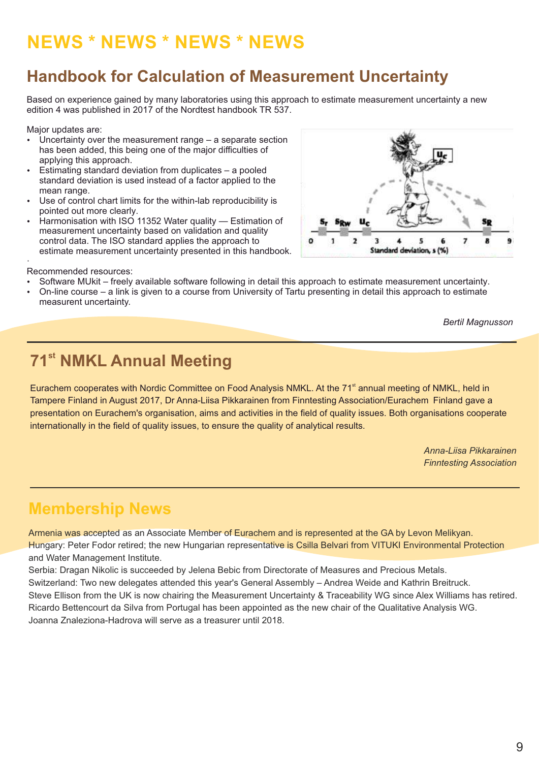# NEWS * NEWS * NEWS * NEWS

## Handbook for Calculation of Measurement Uncertainty

Based on experience gained by many laboratories using this approach to estimate measurement uncertainty a new edition 4 was published in 2017 of the Nordtest handbook TR 537.

Major updates are:

- Uncertainty over the measurement range – a separate section has been added, this being one of the major difficulties of applying this approach.
- Estimating standard deviation from duplicates – a pooled standard deviation is used instead of a factor applied to the mean range.
- Use of control chart limits for the within-lab reproducibility is pointed out more clearly.
- Harmonisation with ISO 11352 Water quality — Estimation of measurement uncertainty based on validation and quality control data. The ISO standard applies the approach to estimate measurement uncertainty presented in this handbook.

Recommended resources:

- Software MUkit – freely available software following in detail this approach to estimate measurement uncertainty.
- On-line course – a link is given to a course from University of Tartu presenting in detail this approach to estimate measurent uncertainty.

*Bertil Magnusson*

## 71st NMKL Annual Meeting

Eurachem cooperates with Nordic Committee on Food Analysis NMKL. At the 71st annual meeting of NMKL, held in Tampere Finland in August 2017, Dr Anna-Liisa Pikkarainen from Finntesting Association/Eurachem Finland gave a presentation on Eurachem's organisation, aims and activities in the field of quality issues. Both organisations cooperate internationally in the field of quality issues, to ensure the quality of analytical results.

*Anna-Liisa Pikkarainen*
*Finntesting Association*

## Membership News

Armenia was accepted as an Associate Member of Eurachem and is represented at the GA by Levon Melikyan.
Hungary: Peter Fodor retired; the new Hungarian representative is Csilla Belvari from VITUKI Environmental Protection and Water Management Institute.
Serbia: Dragan Nikolic is succeeded by Jelena Bebic from Directorate of Measures and Precious Metals.
Switzerland: Two new delegates attended this year's General Assembly – Andrea Weide and Kathrin Breitruck.
Steve Ellison from the UK is now chairing the Measurement Uncertainty & Traceability WG since Alex Williams has retired.
Ricardo Bettencourt da Silva from Portugal has been appointed as the new chair of the Qualitative Analysis WG.
Joanna Znaleziona-Hadrova will serve as a treasurer until 2018.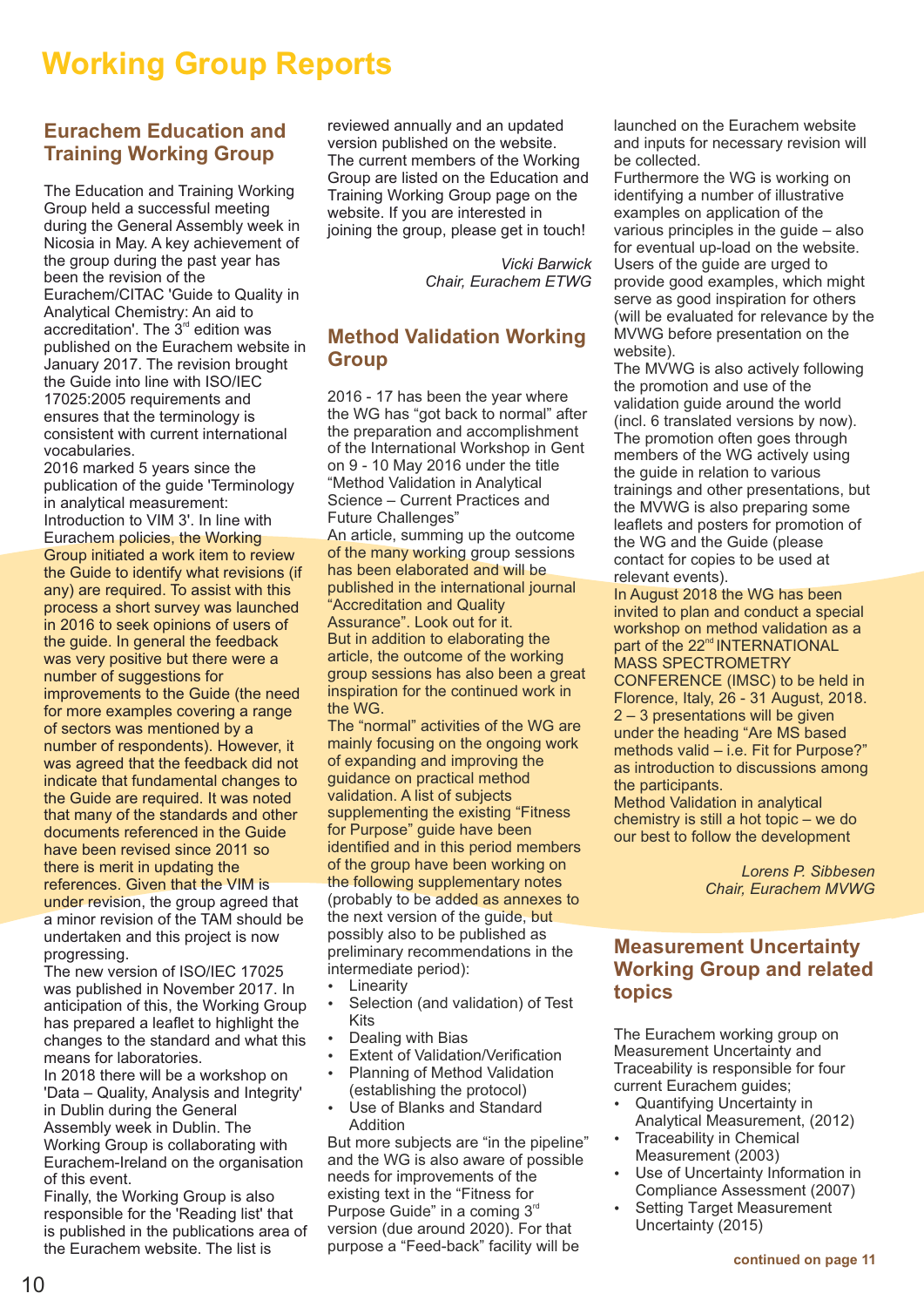# Working Group Reports

## Eurachem Education and Training Working Group

The Education and Training Working Group held a successful meeting during the General Assembly week in Nicosia in May. A key achievement of the group during the past year has been the revision of the Eurachem/CITAC 'Guide to Quality in Analytical Chemistry: An aid to accreditation'. The 3rd edition was published on the Eurachem website in January 2017. The revision brought the Guide into line with ISO/IEC 17025:2005 requirements and ensures that the terminology is consistent with current international vocabularies.

2016 marked 5 years since the publication of the guide 'Terminology in analytical measurement: Introduction to VIM 3'. In line with Eurachem policies, the Working Group initiated a work item to review the Guide to identify what revisions (if any) are required. To assist with this process a short survey was launched in 2016 to seek opinions of users of the guide. In general the feedback was very positive but there were a number of suggestions for improvements to the Guide (the need for more examples covering a range of sectors was mentioned by a number of respondents). However, it was agreed that the feedback did not indicate that fundamental changes to the Guide are required. It was noted that many of the standards and other documents referenced in the Guide have been revised since 2011 so there is merit in updating the references. Given that the VIM is under revision, the group agreed that a minor revision of the TAM should be undertaken and this project is now progressing.

The new version of ISO/IEC 17025 was published in November 2017. In anticipation of this, the Working Group has prepared a leaflet to highlight the changes to the standard and what this means for laboratories.

In 2018 there will be a workshop on 'Data – Quality, Analysis and Integrity' in Dublin during the General Assembly week in Dublin. The Working Group is collaborating with Eurachem-Ireland on the organisation of this event.

Finally, the Working Group is also responsible for the 'Reading list' that is published in the publications area of the Eurachem website. The list is reviewed annually and an updated version published on the website. The current members of the Working Group are listed on the Education and Training Working Group page on the website. If you are interested in joining the group, please get in touch!

*Vicki Barwick*
*Chair, Eurachem ETWG*

## Method Validation Working Group

2016 - 17 has been the year where the WG has "got back to normal" after the preparation and accomplishment of the International Workshop in Gent on 9 - 10 May 2016 under the title "Method Validation in Analytical Science – Current Practices and Future Challenges"

An article, summing up the outcome of the many working group sessions has been elaborated and will be published in the international journal "Accreditation and Quality Assurance". Look out for it.

But in addition to elaborating the article, the outcome of the working group sessions has also been a great inspiration for the continued work in the WG.

The "normal" activities of the WG are mainly focusing on the ongoing work of expanding and improving the guidance on practical method validation. A list of subjects supplementing the existing "Fitness for Purpose" guide have been identified and in this period members of the group have been working on the following supplementary notes (probably to be added as annexes to the next version of the guide, but possibly also to be published as preliminary recommendations in the intermediate period):

- Linearity
- Selection (and validation) of Test Kits
- Dealing with Bias
- Extent of Validation/Verification
- Planning of Method Validation (establishing the protocol)
- Use of Blanks and Standard Addition

But more subjects are "in the pipeline" and the WG is also aware of possible needs for improvements of the existing text in the "Fitness for Purpose Guide" in a coming 3rd version (due around 2020). For that purpose a "Feed-back" facility will be launched on the Eurachem website and inputs for necessary revision will be collected.

Furthermore the WG is working on identifying a number of illustrative examples on application of the various principles in the guide – also for eventual up-load on the website. Users of the guide are urged to provide good examples, which might serve as good inspiration for others (will be evaluated for relevance by the MVWG before presentation on the website).

The MVWG is also actively following the promotion and use of the validation guide around the world (incl. 6 translated versions by now). The promotion often goes through members of the WG actively using the guide in relation to various trainings and other presentations, but the MVWG is also preparing some leaflets and posters for promotion of the WG and the Guide (please contact for copies to be used at relevant events).

In August 2018 the WG has been invited to plan and conduct a special workshop on method validation as a part of the 22nd INTERNATIONAL MASS SPECTROMETRY CONFERENCE (IMSC) to be held in Florence, Italy, 26 - 31 August, 2018. 2 – 3 presentations will be given under the heading "Are MS based methods valid – i.e. Fit for Purpose?" as introduction to discussions among the participants.

Method Validation in analytical chemistry is still a hot topic – we do our best to follow the development

*Lorens P. Sibbesen*
*Chair, Eurachem MVWG*

## Measurement Uncertainty Working Group and related topics

The Eurachem working group on Measurement Uncertainty and Traceability is responsible for four current Eurachem guides;

- Quantifying Uncertainty in Analytical Measurement, (2012)
- Traceability in Chemical Measurement (2003)
- Use of Uncertainty Information in Compliance Assessment (2007)
- Setting Target Measurement Uncertainty (2015)

**continued on page 11**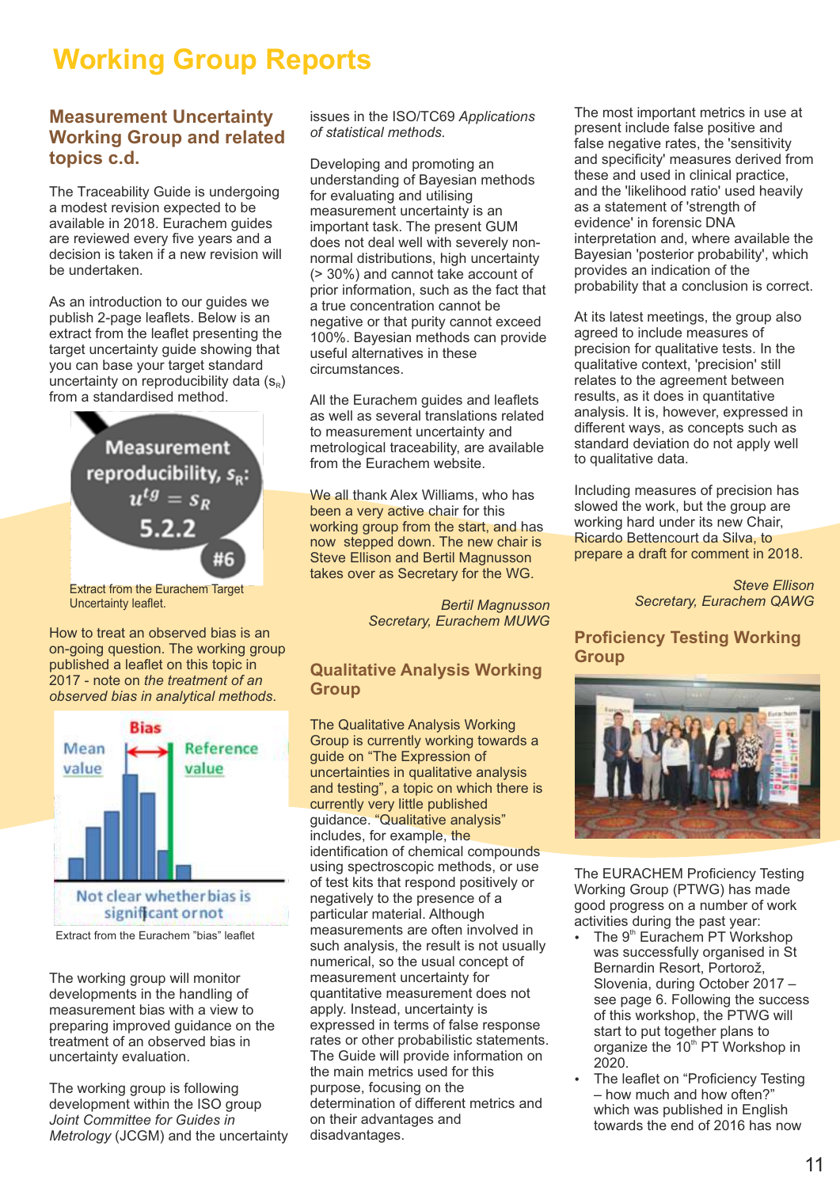# Working Group Reports

## Measurement Uncertainty Working Group and related topics c.d.

The Traceability Guide is undergoing a modest revision expected to be available in 2018. Eurachem guides are reviewed every five years and a decision is taken if a new revision will be undertaken.

As an introduction to our guides we publish 2-page leaflets. Below is an extract from the leaflet presenting the target uncertainty guide showing that you can base your target standard uncertainty on reproducibility data ($s_R$) from a standardised method.

Extract from the Eurachem Target Uncertainty leaflet.

How to treat an observed bias is an on-going question. The working group published a leaflet on this topic in 2017 - note on *the treatment of an observed bias in analytical methods*.

Extract from the Eurachem "bias" leaflet

The working group will monitor developments in the handling of measurement bias with a view to preparing improved guidance on the treatment of an observed bias in uncertainty evaluation.

The working group is following development within the ISO group *Joint Committee for Guides in Metrology* (JCGM) and the uncertainty issues in the ISO/TC69 *Applications of statistical methods.*

Developing and promoting an understanding of Bayesian methods for evaluating and utilising measurement uncertainty is an important task. The present GUM does not deal well with severely non-normal distributions, high uncertainty (> 30%) and cannot take account of prior information, such as the fact that a true concentration cannot be negative or that purity cannot exceed 100%. Bayesian methods can provide useful alternatives in these circumstances.

All the Eurachem guides and leaflets as well as several translations related to measurement uncertainty and metrological traceability, are available from the Eurachem website.

We all thank Alex Williams, who has been a very active chair for this working group from the start, and has now stepped down. The new chair is Steve Ellison and Bertil Magnusson takes over as Secretary for the WG.

*Bertil Magnusson*
*Secretary, Eurachem MUWG*

## Qualitative Analysis Working Group

The Qualitative Analysis Working Group is currently working towards a guide on "The Expression of uncertainties in qualitative analysis and testing", a topic on which there is currently very little published guidance. "Qualitative analysis" includes, for example, the identification of chemical compounds using spectroscopic methods, or use of test kits that respond positively or negatively to the presence of a particular material. Although measurements are often involved in such analysis, the result is not usually numerical, so the usual concept of measurement uncertainty for quantitative measurement does not apply. Instead, uncertainty is expressed in terms of false response rates or other probabilistic statements. The Guide will provide information on the main metrics used for this purpose, focusing on the determination of different metrics and on their advantages and disadvantages.

The most important metrics in use at present include false positive and false negative rates, the 'sensitivity and specificity' measures derived from these and used in clinical practice, and the 'likelihood ratio' used heavily as a statement of 'strength of evidence' in forensic DNA interpretation and, where available the Bayesian 'posterior probability', which provides an indication of the probability that a conclusion is correct.

At its latest meetings, the group also agreed to include measures of precision for qualitative tests. In the qualitative context, 'precision' still relates to the agreement between results, as it does in quantitative analysis. It is, however, expressed in different ways, as concepts such as standard deviation do not apply well to qualitative data.

Including measures of precision has slowed the work, but the group are working hard under its new Chair, Ricardo Bettencourt da Silva, to prepare a draft for comment in 2018.

*Steve Ellison*
*Secretary, Eurachem QAWG*

## Proficiency Testing Working Group

The EURACHEM Proficiency Testing Working Group (PTWG) has made good progress on a number of work activities during the past year:

- The 9th Eurachem PT Workshop was successfully organised in St Bernardin Resort, Portorož, Slovenia, during October 2017 – see page 6. Following the success of this workshop, the PTWG will start to put together plans to organize the 10th PT Workshop in 2020.
- The leaflet on "Proficiency Testing – how much and how often?" which was published in English towards the end of 2016 has now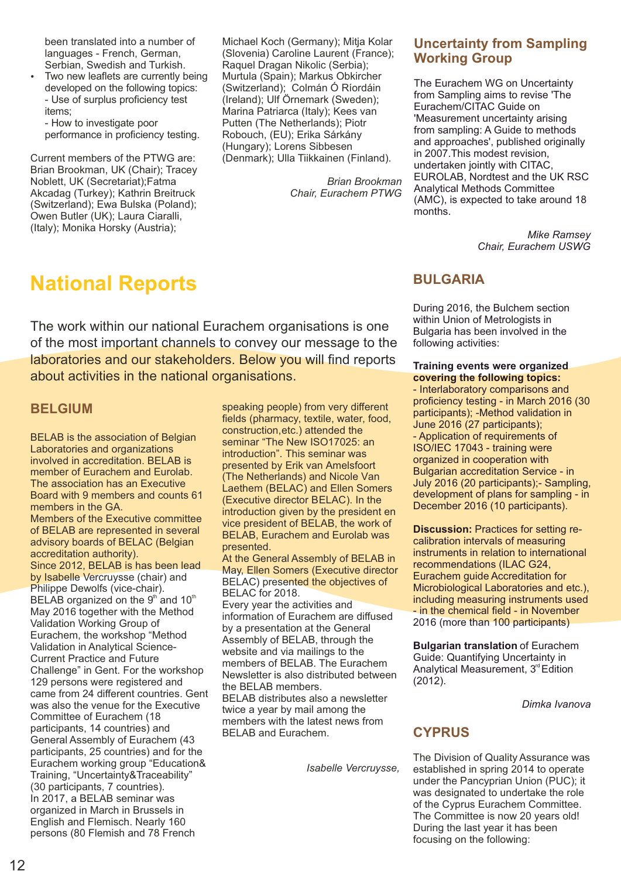been translated into a number of languages - French, German, Serbian, Swedish and Turkish.

- Two new leaflets are currently being developed on the following topics:
  - Use of surplus proficiency test items;
  - How to investigate poor performance in proficiency testing.

Current members of the PTWG are: Brian Brookman, UK (Chair); Tracey Noblett, UK (Secretariat);Fatma Akcadag (Turkey); Kathrin Breitruck (Switzerland); Ewa Bulska (Poland); Owen Butler (UK); Laura Ciaralli, (Italy); Monika Horsky (Austria); Michael Koch (Germany); Mitja Kolar (Slovenia) Caroline Laurent (France); Raquel Dragan Nikolic (Serbia); Murtula (Spain); Markus Obkircher (Switzerland); Colmán Ó Ríordáin (Ireland); Ulf Örnemark (Sweden); Marina Patriarca (Italy); Kees van Putten (The Netherlands); Piotr Robouch, (EU); Erika Sárkány (Hungary); Lorens Sibbesen (Denmark); Ulla Tiikkainen (Finland).

*Brian Brookman*
*Chair, Eurachem PTWG*

## Uncertainty from Sampling Working Group

The Eurachem WG on Uncertainty from Sampling aims to revise 'The Eurachem/CITAC Guide on 'Measurement uncertainty arising from sampling: A Guide to methods and approaches', published originally in 2007.This modest revision, undertaken jointly with CITAC, EUROLAB, Nordtest and the UK RSC Analytical Methods Committee (AMC), is expected to take around 18 months.

*Mike Ramsey*
*Chair, Eurachem USWG*

# National Reports

The work within our national Eurachem organisations is one of the most important channels to convey our message to the laboratories and our stakeholders. Below you will find reports about activities in the national organisations.

## BELGIUM

BELAB is the association of Belgian Laboratories and organizations involved in accreditation. BELAB is member of Eurachem and Eurolab. The association has an Executive Board with 9 members and counts 61 members in the GA.
Members of the Executive committee of BELAB are represented in several advisory boards of BELAC (Belgian accreditation authority).
Since 2012, BELAB is has been lead by Isabelle Vercruysse (chair) and Philippe Dewolfs (vice-chair).
BELAB organized on the 9th and 10th May 2016 together with the Method Validation Working Group of Eurachem, the workshop "Method Validation in Analytical Science-Current Practice and Future Challenge" in Gent. For the workshop 129 persons were registered and came from 24 different countries. Gent was also the venue for the Executive Committee of Eurachem (18 participants, 14 countries) and General Assembly of Eurachem (43 participants, 25 countries) and for the Eurachem working group "Education& Training, "Uncertainty&Traceability" (30 participants, 7 countries).
In 2017, a BELAB seminar was organized in March in Brussels in English and Flemisch. Nearly 160 persons (80 Flemish and 78 French speaking people) from very different fields (pharmacy, textile, water, food, construction,etc.) attended the seminar "The New ISO17025: an introduction". This seminar was presented by Erik van Amelsfoort (The Netherlands) and Nicole Van Laethem (BELAC) and Ellen Somers (Executive director BELAC). In the introduction given by the president en vice president of BELAB, the work of BELAB, Eurachem and Eurolab was presented.
At the General Assembly of BELAB in May, Ellen Somers (Executive director BELAC) presented the objectives of BELAC for 2018.
Every year the activities and information of Eurachem are diffused by a presentation at the General Assembly of BELAB, through the website and via mailings to the members of BELAB. The Eurachem Newsletter is also distributed between the BELAB members.
BELAB distributes also a newsletter twice a year by mail among the members with the latest news from BELAB and Eurachem.

*Isabelle Vercruysse,*

## BULGARIA

During 2016, the Bulchem section within Union of Metrologists in Bulgaria has been involved in the following activities:

**Training events were organized covering the following topics:**
- Interlaboratory comparisons and proficiency testing - in March 2016 (30 participants); -Method validation in June 2016 (27 participants);
- Application of requirements of ISO/IEC 17043 - training were organized in cooperation with Bulgarian accreditation Service - in July 2016 (20 participants);- Sampling, development of plans for sampling - in December 2016 (10 participants).

**Discussion:** Practices for setting re-calibration intervals of measuring instruments in relation to international recommendations (ILAC G24, Eurachem guide Accreditation for Microbiological Laboratories and etc.), including measuring instruments used - in the chemical field - in November 2016 (more than 100 participants)

**Bulgarian translation** of Eurachem Guide: Quantifying Uncertainty in Analytical Measurement, 3rd Edition (2012).

*Dimka Ivanova*

## CYPRUS

The Division of Quality Assurance was established in spring 2014 to operate under the Pancyprian Union (PUC); it was designated to undertake the role of the Cyprus Eurachem Committee. The Committee is now 20 years old! During the last year it has been focusing on the following: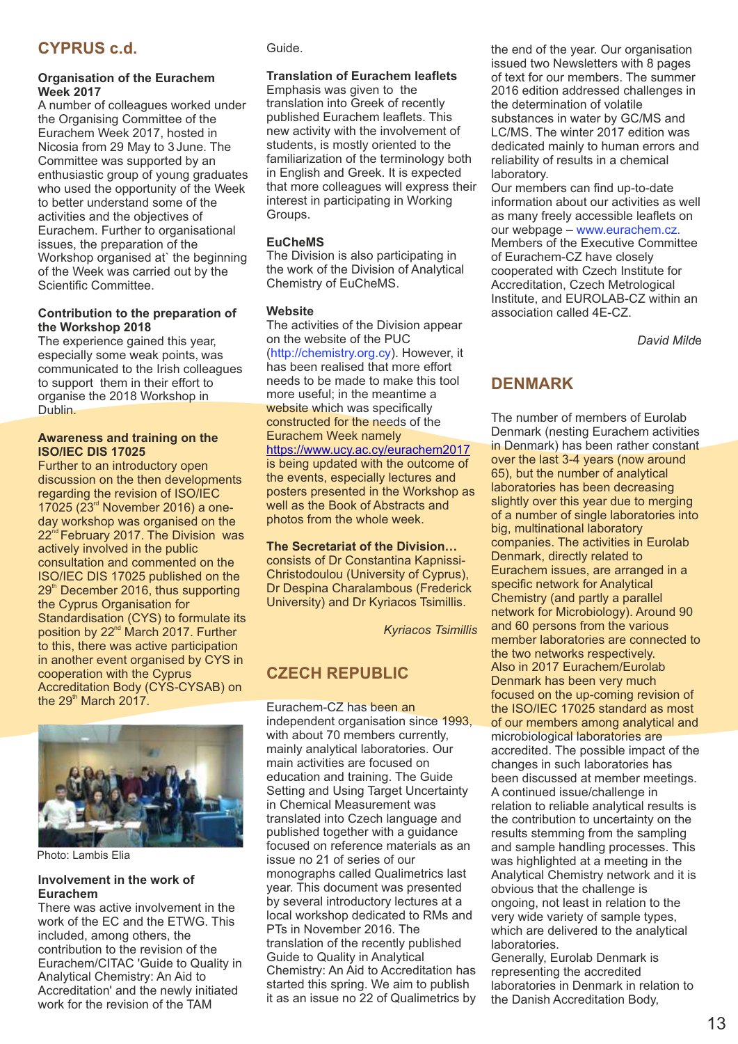## CYPRUS c.d.

**Organisation of the Eurachem Week 2017**

A number of colleagues worked under the Organising Committee of the Eurachem Week 2017, hosted in Nicosia from 29 May to 3 June. The Committee was supported by an enthusiastic group of young graduates who used the opportunity of the Week to better understand some of the activities and the objectives of Eurachem. Further to organisational issues, the preparation of the Workshop organised at` the beginning of the Week was carried out by the Scientific Committee.

**Contribution to the preparation of the Workshop 2018**

The experience gained this year, especially some weak points, was communicated to the Irish colleagues to support them in their effort to organise the 2018 Workshop in Dublin.

**Awareness and training on the ISO/IEC DIS 17025**

Further to an introductory open discussion on the then developments regarding the revision of ISO/IEC 17025 (23rd November 2016) a one-day workshop was organised on the 22nd February 2017. The Division was actively involved in the public consultation and commented on the ISO/IEC DIS 17025 published on the 29th December 2016, thus supporting the Cyprus Organisation for Standardisation (CYS) to formulate its position by 22nd March 2017. Further to this, there was active participation in another event organised by CYS in cooperation with the Cyprus Accreditation Body (CYS-CYSAB) on the 29th March 2017.

Photo: Lambis Elia

**Involvement in the work of Eurachem**

There was active involvement in the work of the EC and the ETWG. This included, among others, the contribution to the revision of the Eurachem/CITAC 'Guide to Quality in Analytical Chemistry: An Aid to Accreditation' and the newly initiated work for the revision of the TAM Guide.

**Translation of Eurachem leaflets**

Emphasis was given to the translation into Greek of recently published Eurachem leaflets. This new activity with the involvement of students, is mostly oriented to the familiarization of the terminology both in English and Greek. It is expected that more colleagues will express their interest in participating in Working Groups.

**EuCheMS**

The Division is also participating in the work of the Division of Analytical Chemistry of EuCheMS.

**Website**

The activities of the Division appear on the website of the PUC (http://chemistry.org.cy). However, it has been realised that more effort needs to be made to make this tool more useful; in the meantime a website which was specifically constructed for the needs of the Eurachem Week namely https://www.ucy.ac.cy/eurachem2017 is being updated with the outcome of the events, especially lectures and posters presented in the Workshop as well as the Book of Abstracts and photos from the whole week.

**The Secretariat of the Division…**

consists of Dr Constantina Kapnissi-Christodoulou (University of Cyprus), Dr Despina Charalambous (Frederick University) and Dr Kyriacos Tsimillis.

*Kyriacos Tsimillis*

## CZECH REPUBLIC

Eurachem-CZ has been an independent organisation since 1993, with about 70 members currently, mainly analytical laboratories. Our main activities are focused on education and training. The Guide Setting and Using Target Uncertainty in Chemical Measurement was translated into Czech language and published together with a guidance focused on reference materials as an issue no 21 of series of our monographs called Qualimetrics last year. This document was presented by several introductory lectures at a local workshop dedicated to RMs and PTs in November 2016. The translation of the recently published Guide to Quality in Analytical Chemistry: An Aid to Accreditation has started this spring. We aim to publish it as an issue no 22 of Qualimetrics by the end of the year. Our organisation issued two Newsletters with 8 pages of text for our members. The summer 2016 edition addressed challenges in the determination of volatile substances in water by GC/MS and LC/MS. The winter 2017 edition was dedicated mainly to human errors and reliability of results in a chemical laboratory.

Our members can find up-to-date information about our activities as well as many freely accessible leaflets on our webpage – www.eurachem.cz.

Members of the Executive Committee of Eurachem-CZ have closely cooperated with Czech Institute for Accreditation, Czech Metrological Institute, and EUROLAB-CZ within an association called 4E-CZ.

*David Milde*

## DENMARK

The number of members of Eurolab Denmark (nesting Eurachem activities in Denmark) has been rather constant over the last 3-4 years (now around 65), but the number of analytical laboratories has been decreasing slightly over this year due to merging of a number of single laboratories into big, multinational laboratory companies. The activities in Eurolab Denmark, directly related to Eurachem issues, are arranged in a specific network for Analytical Chemistry (and partly a parallel network for Microbiology). Around 90 and 60 persons from the various member laboratories are connected to the two networks respectively.

Also in 2017 Eurachem/Eurolab Denmark has been very much focused on the up-coming revision of the ISO/IEC 17025 standard as most of our members among analytical and microbiological laboratories are accredited. The possible impact of the changes in such laboratories has been discussed at member meetings.

A continued issue/challenge in relation to reliable analytical results is the contribution to uncertainty on the results stemming from the sampling and sample handling processes. This was highlighted at a meeting in the Analytical Chemistry network and it is obvious that the challenge is ongoing, not least in relation to the very wide variety of sample types, which are delivered to the analytical laboratories.

Generally, Eurolab Denmark is representing the accredited laboratories in Denmark in relation to the Danish Accreditation Body,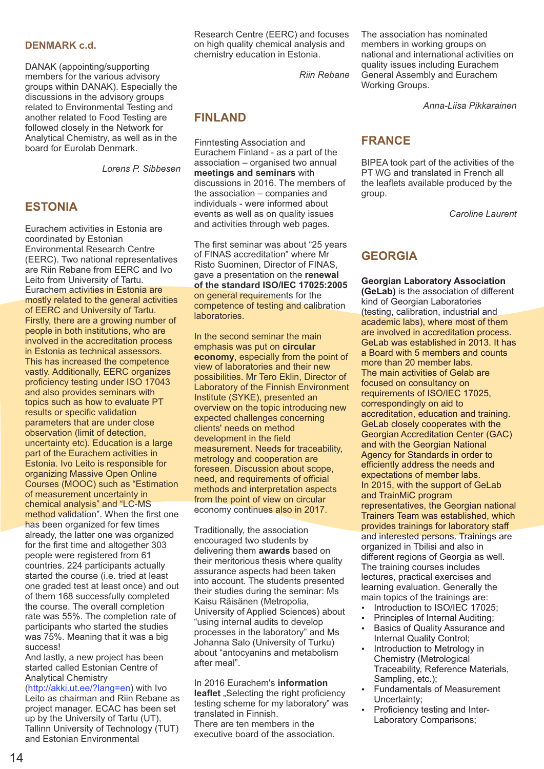## DENMARK c.d.

DANAK (appointing/supporting members for the various advisory groups within DANAK). Especially the discussions in the advisory groups related to Environmental Testing and another related to Food Testing are followed closely in the Network for Analytical Chemistry, as well as in the board for Eurolab Denmark.

*Lorens P. Sibbesen*

## ESTONIA

Eurachem activities in Estonia are coordinated by Estonian Environmental Research Centre (EERC). Two national representatives are Riin Rebane from EERC and Ivo Leito from University of Tartu.
Eurachem activities in Estonia are mostly related to the general activities of EERC and University of Tartu. Firstly, there are a growing number of people in both institutions, who are involved in the accreditation process in Estonia as technical assessors. This has increased the competence vastly. Additionally, EERC organizes proficiency testing under ISO 17043 and also provides seminars with topics such as how to evaluate PT results or specific validation parameters that are under close observation (limit of detection, uncertainty etc). Education is a large part of the Eurachem activities in Estonia. Ivo Leito is responsible for organizing Massive Open Online Courses (MOOC) such as "Estimation of measurement uncertainty in chemical analysis" and "LC-MS method validation". When the first one has been organized for few times already, the latter one was organized for the first time and altogether 303 people were registered from 61 countries. 224 participants actually started the course (i.e. tried at least one graded test at least once) and out of them 168 successfully completed the course. The overall completion rate was 55%. The completion rate of participants who started the studies was 75%. Meaning that it was a big success!
And lastly, a new project has been started called Estonian Centre of Analytical Chemistry (http://akki.ut.ee/?lang=en) with Ivo Leito as chairman and Riin Rebane as project manager. ECAC has been set up by the University of Tartu (UT), Tallinn University of Technology (TUT) and Estonian Environmental Research Centre (EERC) and focuses on high quality chemical analysis and chemistry education in Estonia.

*Riin Rebane*

## FINLAND

Finntesting Association and Eurachem Finland - as a part of the association – organised two annual **meetings and seminars** with discussions in 2016. The members of the association – companies and individuals - were informed about events as well as on quality issues and activities through web pages.

The first seminar was about "25 years of FINAS accreditation" where Mr Risto Suominen, Director of FINAS, gave a presentation on the **renewal of the standard ISO/IEC 17025:2005** on general requirements for the competence of testing and calibration laboratories.

In the second seminar the main emphasis was put on **circular economy**, especially from the point of view of laboratories and their new possibilities. Mr Tero Eklin, Director of Laboratory of the Finnish Environment Institute (SYKE), presented an overview on the topic introducing new expected challenges concerning clients' needs on method development in the field measurement. Needs for traceability, metrology and cooperation are foreseen. Discussion about scope, need, and requirements of official methods and interpretation aspects from the point of view on circular economy continues also in 2017.

Traditionally, the association encouraged two students by delivering them **awards** based on their meritorious thesis where quality assurance aspects had been taken into account. The students presented their studies during the seminar: Ms Kaisu Räisänen (Metropolia, University of Applied Sciences) about "using internal audits to develop processes in the laboratory" and Ms Johanna Salo (University of Turku) about "antocyanins and metabolism after meal".

In 2016 Eurachem's **information leaflet** „Selecting the right proficiency testing scheme for my laboratory" was translated in Finnish.
There are ten members in the executive board of the association.
The association has nominated members in working groups on national and international activities on quality issues including Eurachem General Assembly and Eurachem Working Groups.

*Anna-Liisa Pikkarainen*

## FRANCE

BIPEA took part of the activities of the PT WG and translated in French all the leaflets available produced by the group.

*Caroline Laurent*

## GEORGIA

**Georgian Laboratory Association (GeLab)** is the association of different kind of Georgian Laboratories (testing, calibration, industrial and academic labs), where most of them are involved in accreditation process. GeLab was established in 2013. It has a Board with 5 members and counts more than 20 member labs.
The main activities of Gelab are focused on consultancy on requirements of ISO/IEC 17025, correspondingly on aid to accreditation, education and training. GeLab closely cooperates with the Georgian Accreditation Center (GAC) and with the Georgian National Agency for Standards in order to efficiently address the needs and expectations of member labs.
In 2015, with the support of GeLab and TrainMiC program representatives, the Georgian national Trainers Team was established, which provides trainings for laboratory staff and interested persons. Trainings are organized in Tbilisi and also in different regions of Georgia as well. The training courses includes lectures, practical exercises and learning evaluation. Generally the main topics of the trainings are:

- Introduction to ISO/IEC 17025;
- Principles of Internal Auditing;
- Basics of Quality Assurance and Internal Quality Control;
- Introduction to Metrology in Chemistry (Metrological Traceability, Reference Materials, Sampling, etc.);
- Fundamentals of Measurement Uncertainty;
- Proficiency testing and Inter-Laboratory Comparisons;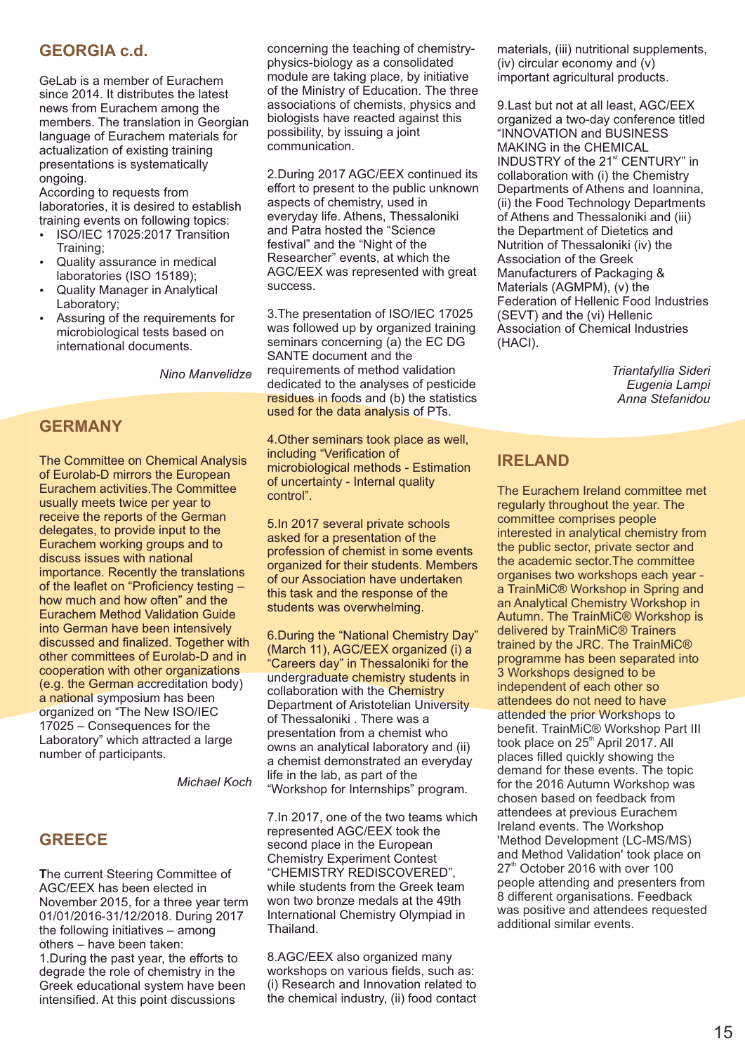## GEORGIA c.d.

GeLab is a member of Eurachem since 2014. It distributes the latest news from Eurachem among the members. The translation in Georgian language of Eurachem materials for actualization of existing training presentations is systematically ongoing.
According to requests from laboratories, it is desired to establish training events on following topics:

- ISO/IEC 17025:2017 Transition Training;
- Quality assurance in medical laboratories (ISO 15189);
- Quality Manager in Analytical Laboratory;
- Assuring of the requirements for microbiological tests based on international documents.

*Nino Manvelidze*

## GERMANY

The Committee on Chemical Analysis of Eurolab-D mirrors the European Eurachem activities.The Committee usually meets twice per year to receive the reports of the German delegates, to provide input to the Eurachem working groups and to discuss issues with national importance. Recently the translations of the leaflet on "Proficiency testing – how much and how often" and the Eurachem Method Validation Guide into German have been intensively discussed and finalized. Together with other committees of Eurolab-D and in cooperation with other organizations (e.g. the German accreditation body) a national symposium has been organized on "The New ISO/IEC 17025 – Consequences for the Laboratory" which attracted a large number of participants.

*Michael Koch*

## GREECE

The current Steering Committee of AGC/EEX has been elected in November 2015, for a three year term 01/01/2016-31/12/2018. During 2017 the following initiatives – among others – have been taken:
1.During the past year, the efforts to degrade the role of chemistry in the Greek educational system have been intensified. At this point discussions concerning the teaching of chemistry-physics-biology as a consolidated module are taking place, by initiative of the Ministry of Education. The three associations of chemists, physics and biologists have reacted against this possibility, by issuing a joint communication.

2.During 2017 AGC/EEX continued its effort to present to the public unknown aspects of chemistry, used in everyday life. Athens, Thessaloniki and Patra hosted the "Science festival" and the "Night of the Researcher" events, at which the AGC/EEX was represented with great success.

3.The presentation of ISO/IEC 17025 was followed up by organized training seminars concerning (a) the EC DG SANTE document and the requirements of method validation dedicated to the analyses of pesticide residues in foods and (b) the statistics used for the data analysis of PTs.

4.Other seminars took place as well, including "Verification of microbiological methods - Estimation of uncertainty - Internal quality control".

5.In 2017 several private schools asked for a presentation of the profession of chemist in some events organized for their students. Members of our Association have undertaken this task and the response of the students was overwhelming.

6.During the "National Chemistry Day" (March 11), AGC/EEX organized (i) a "Careers day" in Thessaloniki for the undergraduate chemistry students in collaboration with the Chemistry Department of Aristotelian University of Thessaloniki . There was a presentation from a chemist who owns an analytical laboratory and (ii) a chemist demonstrated an everyday life in the lab, as part of the "Workshop for Internships" program.

7.In 2017, one of the two teams which represented AGC/EEX took the second place in the European Chemistry Experiment Contest "CHEMISTRY REDISCOVERED", while students from the Greek team won two bronze medals at the 49th International Chemistry Olympiad in Thailand.

8.AGC/EEX also organized many workshops on various fields, such as: (i) Research and Innovation related to the chemical industry, (ii) food contact materials, (iii) nutritional supplements, (iv) circular economy and (v) important agricultural products.

9.Last but not at all least, AGC/EEX organized a two-day conference titled "INNOVATION and BUSINESS MAKING in the CHEMICAL INDUSTRY of the 21st CENTURY" in collaboration with (i) the Chemistry Departments of Athens and Ioannina, (ii) the Food Technology Departments of Athens and Thessaloniki and (iii) the Department of Dietetics and Nutrition of Thessaloniki (iv) the Association of the Greek Manufacturers of Packaging & Materials (AGMPM), (v) the Federation of Hellenic Food Industries (SEVT) and the (vi) Hellenic Association of Chemical Industries (HACI).

*Triantafyllia Sideri*
*Eugenia Lampi*
*Anna Stefanidou*

## IRELAND

The Eurachem Ireland committee met regularly throughout the year. The committee comprises people interested in analytical chemistry from the public sector, private sector and the academic sector.The committee organises two workshops each year - a TrainMiC® Workshop in Spring and an Analytical Chemistry Workshop in Autumn. The TrainMiC® Workshop is delivered by TrainMiC® Trainers trained by the JRC. The TrainMiC® programme has been separated into 3 Workshops designed to be independent of each other so attendees do not need to have attended the prior Workshops to benefit. TrainMiC® Workshop Part III took place on 25th April 2017. All places filled quickly showing the demand for these events. The topic for the 2016 Autumn Workshop was chosen based on feedback from attendees at previous Eurachem Ireland events. The Workshop 'Method Development (LC-MS/MS) and Method Validation' took place on 27th October 2016 with over 100 people attending and presenters from 8 different organisations. Feedback was positive and attendees requested additional similar events.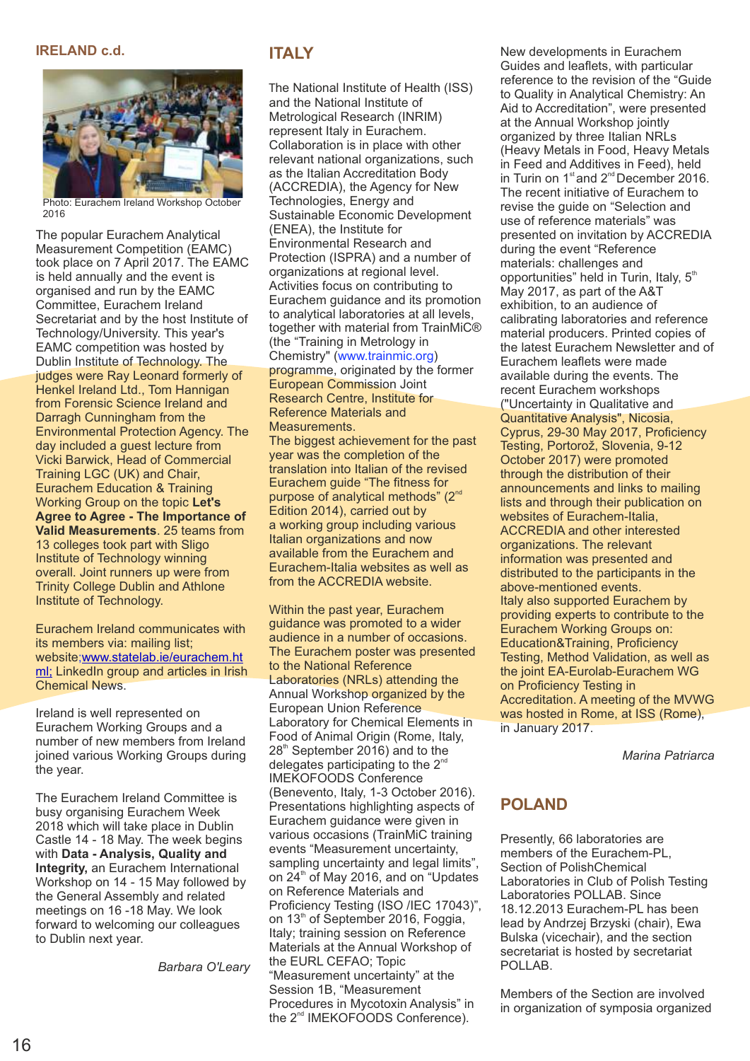## IRELAND c.d.

Photo: Eurachem Ireland Workshop October 2016

The popular Eurachem Analytical Measurement Competition (EAMC) took place on 7 April 2017. The EAMC is held annually and the event is organised and run by the EAMC Committee, Eurachem Ireland Secretariat and by the host Institute of Technology/University. This year's EAMC competition was hosted by Dublin Institute of Technology. The judges were Ray Leonard formerly of Henkel Ireland Ltd., Tom Hannigan from Forensic Science Ireland and Darragh Cunningham from the Environmental Protection Agency. The day included a guest lecture from Vicki Barwick, Head of Commercial Training LGC (UK) and Chair, Eurachem Education & Training Working Group on the topic **Let's Agree to Agree - The Importance of Valid Measurements**. 25 teams from 13 colleges took part with Sligo Institute of Technology winning overall. Joint runners up were from Trinity College Dublin and Athlone Institute of Technology.

Eurachem Ireland communicates with its members via: mailing list; website;www.statelab.ie/eurachem.html; LinkedIn group and articles in Irish Chemical News.

Ireland is well represented on Eurachem Working Groups and a number of new members from Ireland joined various Working Groups during the year.

The Eurachem Ireland Committee is busy organising Eurachem Week 2018 which will take place in Dublin Castle 14 - 18 May. The week begins with **Data - Analysis, Quality and Integrity,** an Eurachem International Workshop on 14 - 15 May followed by the General Assembly and related meetings on 16 -18 May. We look forward to welcoming our colleagues to Dublin next year.

*Barbara O'Leary*

## ITALY

The National Institute of Health (ISS) and the National Institute of Metrological Research (INRIM) represent Italy in Eurachem. Collaboration is in place with other relevant national organizations, such as the Italian Accreditation Body (ACCREDIA), the Agency for New Technologies, Energy and Sustainable Economic Development (ENEA), the Institute for Environmental Research and Protection (ISPRA) and a number of organizations at regional level. Activities focus on contributing to Eurachem guidance and its promotion to analytical laboratories at all levels, together with material from TrainMiC® (the "Training in Metrology in Chemistry" (www.trainmic.org) programme, originated by the former European Commission Joint Research Centre, Institute for Reference Materials and Measurements.
The biggest achievement for the past year was the completion of the translation into Italian of the revised Eurachem guide "The fitness for purpose of analytical methods" (2nd Edition 2014), carried out by a working group including various Italian organizations and now available from the Eurachem and Eurachem-Italia websites as well as from the ACCREDIA website.

Within the past year, Eurachem guidance was promoted to a wider audience in a number of occasions. The Eurachem poster was presented to the National Reference Laboratories (NRLs) attending the Annual Workshop organized by the European Union Reference Laboratory for Chemical Elements in Food of Animal Origin (Rome, Italy, 28th September 2016) and to the delegates participating to the 2nd IMEKOFOODS Conference (Benevento, Italy, 1-3 October 2016). Presentations highlighting aspects of Eurachem guidance were given in various occasions (TrainMiC training events "Measurement uncertainty, sampling uncertainty and legal limits", on 24th of May 2016, and on "Updates on Reference Materials and Proficiency Testing (ISO /IEC 17043)", on 13th of September 2016, Foggia, Italy; training session on Reference Materials at the Annual Workshop of the EURL CEFAO; Topic "Measurement uncertainty" at the Session 1B, "Measurement Procedures in Mycotoxin Analysis" in the 2nd IMEKOFOODS Conference).
New developments in Eurachem Guides and leaflets, with particular reference to the revision of the "Guide to Quality in Analytical Chemistry: An Aid to Accreditation", were presented at the Annual Workshop jointly organized by three Italian NRLs (Heavy Metals in Food, Heavy Metals in Feed and Additives in Feed), held in Turin on 1st and 2nd December 2016. The recent initiative of Eurachem to revise the guide on "Selection and use of reference materials" was presented on invitation by ACCREDIA during the event "Reference materials: challenges and opportunities" held in Turin, Italy, 5th May 2017, as part of the A&T exhibition, to an audience of calibrating laboratories and reference material producers. Printed copies of the latest Eurachem Newsletter and of Eurachem leaflets were made available during the events. The recent Eurachem workshops ("Uncertainty in Qualitative and Quantitative Analysis", Nicosia, Cyprus, 29-30 May 2017, Proficiency Testing, Portorož, Slovenia, 9-12 October 2017) were promoted through the distribution of their announcements and links to mailing lists and through their publication on websites of Eurachem-Italia, ACCREDIA and other interested organizations. The relevant information was presented and distributed to the participants in the above-mentioned events.
Italy also supported Eurachem by providing experts to contribute to the Eurachem Working Groups on: Education&Training, Proficiency Testing, Method Validation, as well as the joint EA-Eurolab-Eurachem WG on Proficiency Testing in Accreditation. A meeting of the MVWG was hosted in Rome, at ISS (Rome), in January 2017.

*Marina Patriarca*

## POLAND

Presently, 66 laboratories are members of the Eurachem-PL, Section of PolishChemical Laboratories in Club of Polish Testing Laboratories POLLAB. Since 18.12.2013 Eurachem-PL has been lead by Andrzej Brzyski (chair), Ewa Bulska (vicechair), and the section secretariat is hosted by secretariat POLLAB.

Members of the Section are involved in organization of symposia organized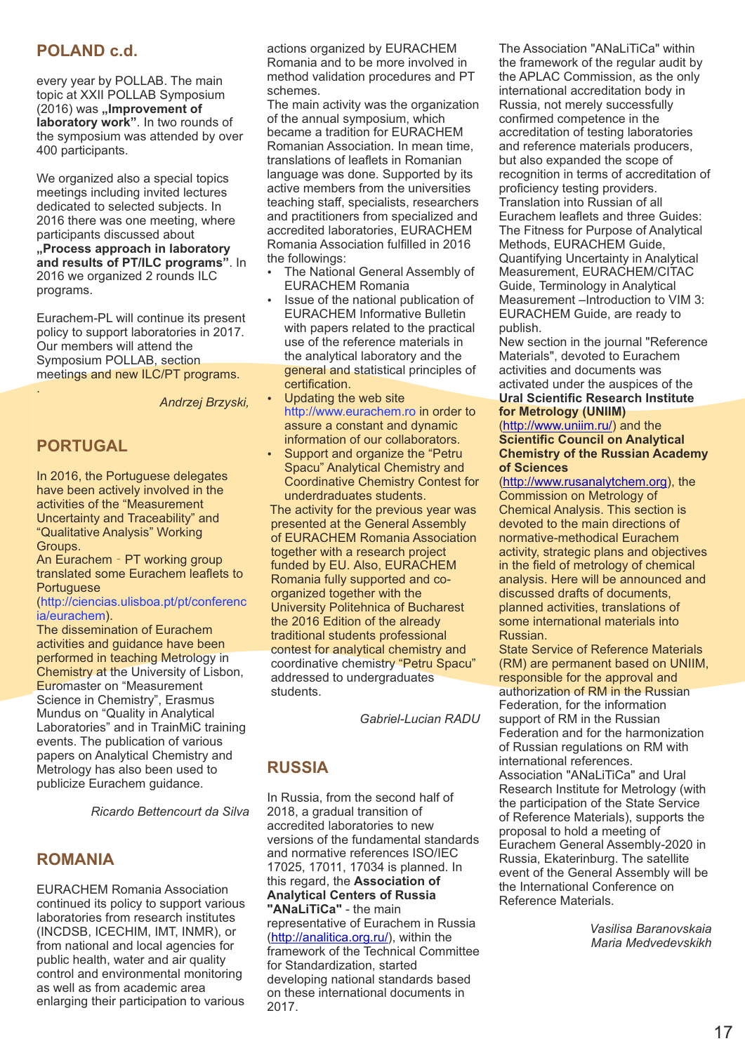## POLAND c.d.

every year by POLLAB. The main topic at XXII POLLAB Symposium (2016) was **„Improvement of laboratory work"**. In two rounds of the symposium was attended by over 400 participants.

We organized also a special topics meetings including invited lectures dedicated to selected subjects. In 2016 there was one meeting, where participants discussed about **„Process approach in laboratory and results of PT/ILC programs"**. In 2016 we organized 2 rounds ILC programs.

Eurachem-PL will continue its present policy to support laboratories in 2017. Our members will attend the Symposium POLLAB, section meetings and new ILC/PT programs.

.

*Andrzej Brzyski,*

## PORTUGAL

In 2016, the Portuguese delegates have been actively involved in the activities of the "Measurement Uncertainty and Traceability" and "Qualitative Analysis" Working Groups.
An Eurachem - PT working group translated some Eurachem leaflets to Portuguese (http://ciencias.ulisboa.pt/pt/conferencia/eurachem).
The dissemination of Eurachem activities and guidance have been performed in teaching Metrology in Chemistry at the University of Lisbon, Euromaster on "Measurement Science in Chemistry", Erasmus Mundus on "Quality in Analytical Laboratories" and in TrainMiC training events. The publication of various papers on Analytical Chemistry and Metrology has also been used to publicize Eurachem guidance.

*Ricardo Bettencourt da Silva*

## ROMANIA

EURACHEM Romania Association continued its policy to support various laboratories from research institutes (INCDSB, ICECHIM, IMT, INMR), or from national and local agencies for public health, water and air quality control and environmental monitoring as well as from academic area enlarging their participation to various actions organized by EURACHEM Romania and to be more involved in method validation procedures and PT schemes.
The main activity was the organization of the annual symposium, which became a tradition for EURACHEM Romanian Association. In mean time, translations of leaflets in Romanian language was done. Supported by its active members from the universities teaching staff, specialists, researchers and practitioners from specialized and accredited laboratories, EURACHEM Romania Association fulfilled in 2016 the followings:

- The National General Assembly of EURACHEM Romania
- Issue of the national publication of EURACHEM Informative Bulletin with papers related to the practical use of the reference materials in the analytical laboratory and the general and statistical principles of certification.
- Updating the web site http://www.eurachem.ro in order to assure a constant and dynamic information of our collaborators.
- Support and organize the "Petru Spacu" Analytical Chemistry and Coordinative Chemistry Contest for underdraduates students.

The activity for the previous year was presented at the General Assembly of EURACHEM Romania Association together with a research project funded by EU. Also, EURACHEM Romania fully supported and co-organized together with the University Politehnica of Bucharest the 2016 Edition of the already traditional students professional contest for analytical chemistry and coordinative chemistry "Petru Spacu" addressed to undergraduates students.

*Gabriel-Lucian RADU*

## RUSSIA

In Russia, from the second half of 2018, a gradual transition of accredited laboratories to new versions of the fundamental standards and normative references ISO/IEC 17025, 17011, 17034 is planned. In this regard, the **Association of Analytical Centers of Russia "ANaLiTiCa"** - the main representative of Eurachem in Russia (http://analitica.org.ru/), within the framework of the Technical Committee for Standardization, started developing national standards based on these international documents in 2017.
The Association "ANaLiTiCa" within the framework of the regular audit by the APLAC Commission, as the only international accreditation body in Russia, not merely successfully confirmed competence in the accreditation of testing laboratories and reference materials producers, but also expanded the scope of recognition in terms of accreditation of proficiency testing providers.
Translation into Russian of all Eurachem leaflets and three Guides: The Fitness for Purpose of Analytical Methods, EURACHEM Guide, Quantifying Uncertainty in Analytical Measurement, EURACHEM/CITAC Guide, Terminology in Analytical Measurement –Introduction to VIM 3: EURACHEM Guide, are ready to publish.
New section in the journal "Reference Materials", devoted to Eurachem activities and documents was activated under the auspices of the **Ural Scientific Research Institute for Metrology (UNIIM)** (http://www.uniim.ru/) and the **Scientific Council on Analytical Chemistry of the Russian Academy of Sciences** (http://www.rusanalytchem.org), the Commission on Metrology of Chemical Analysis. This section is devoted to the main directions of normative-methodical Eurachem activity, strategic plans and objectives in the field of metrology of chemical analysis. Here will be announced and discussed drafts of documents, planned activities, translations of some international materials into Russian.
State Service of Reference Materials (RM) are permanent based on UNIIM, responsible for the approval and authorization of RM in the Russian Federation, for the information support of RM in the Russian Federation and for the harmonization of Russian regulations on RM with international references.
Association "ANaLiTiCa" and Ural Research Institute for Metrology (with the participation of the State Service of Reference Materials), supports the proposal to hold a meeting of Eurachem General Assembly-2020 in Russia, Ekaterinburg. The satellite event of the General Assembly will be the International Conference on Reference Materials.

*Vasilisa Baranovskaia*
*Maria Medvedevskikh*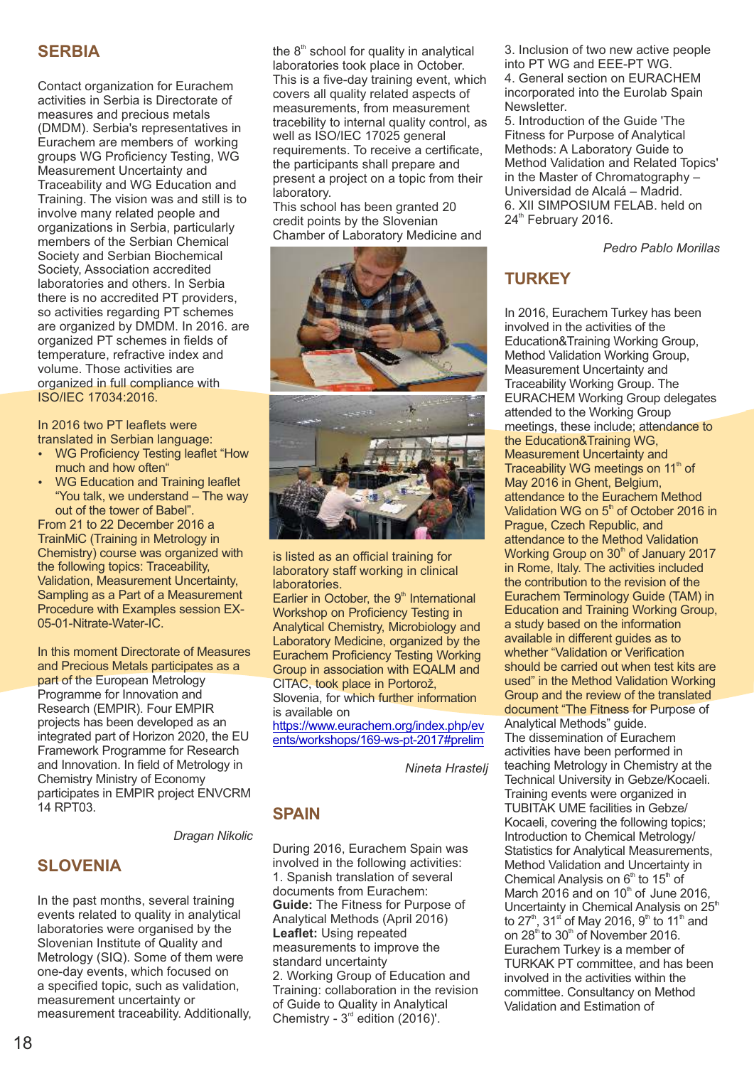## SERBIA

Contact organization for Eurachem activities in Serbia is Directorate of measures and precious metals (DMDM). Serbia's representatives in Eurachem are members of working groups WG Proficiency Testing, WG Measurement Uncertainty and Traceability and WG Education and Training. The vision was and still is to involve many related people and organizations in Serbia, particularly members of the Serbian Chemical Society and Serbian Biochemical Society, Association accredited laboratories and others. In Serbia there is no accredited PT providers, so activities regarding PT schemes are organized by DMDM. In 2016. are organized PT schemes in fields of temperature, refractive index and volume. Those activities are organized in full compliance with ISO/IEC 17034:2016.

In 2016 two PT leaflets were translated in Serbian language:

- WG Proficiency Testing leaflet "How much and how often"
- WG Education and Training leaflet "You talk, we understand – The way out of the tower of Babel".

From 21 to 22 December 2016 a TrainMiC (Training in Metrology in Chemistry) course was organized with the following topics: Traceability, Validation, Measurement Uncertainty, Sampling as a Part of a Measurement Procedure with Examples session EX-05-01-Nitrate-Water-IC.

In this moment Directorate of Measures and Precious Metals participates as a part of the European Metrology Programme for Innovation and Research (EMPIR). Four EMPIR projects has been developed as an integrated part of Horizon 2020, the EU Framework Programme for Research and Innovation. In field of Metrology in Chemistry Ministry of Economy participates in EMPIR project ENVCRM 14 RPT03.

*Dragan Nikolic*

## SLOVENIA

In the past months, several training events related to quality in analytical laboratories were organised by the Slovenian Institute of Quality and Metrology (SIQ). Some of them were one-day events, which focused on a specified topic, such as validation, measurement uncertainty or measurement traceability. Additionally, the 8th school for quality in analytical laboratories took place in October. This is a five-day training event, which covers all quality related aspects of measurements, from measurement tracebility to internal quality control, as well as ISO/IEC 17025 general requirements. To receive a certificate, the participants shall prepare and present a project on a topic from their laboratory.

This school has been granted 20 credit points by the Slovenian Chamber of Laboratory Medicine and is listed as an official training for laboratory staff working in clinical laboratories.

Earlier in October, the 9th International Workshop on Proficiency Testing in Analytical Chemistry, Microbiology and Laboratory Medicine, organized by the Eurachem Proficiency Testing Working Group in association with EQALM and CITAC, took place in Portorož, Slovenia, for which further information is available on https://www.eurachem.org/index.php/events/workshops/169-ws-pt-2017#prelim

*Nineta Hrastelj*

## SPAIN

During 2016, Eurachem Spain was involved in the following activities:

1. Spanish translation of several documents from Eurachem:
**Guide:** The Fitness for Purpose of Analytical Methods (April 2016)
**Leaflet:** Using repeated measurements to improve the standard uncertainty
2. Working Group of Education and Training: collaboration in the revision of Guide to Quality in Analytical Chemistry - 3rd edition (2016)'.
3. Inclusion of two new active people into PT WG and EEE-PT WG.
4. General section on EURACHEM incorporated into the Eurolab Spain Newsletter.
5. Introduction of the Guide 'The Fitness for Purpose of Analytical Methods: A Laboratory Guide to Method Validation and Related Topics' in the Master of Chromatography – Universidad de Alcalá – Madrid.
6. XII SIMPOSIUM FELAB. held on 24th February 2016.

*Pedro Pablo Morillas*

## TURKEY

In 2016, Eurachem Turkey has been involved in the activities of the Education&Training Working Group, Method Validation Working Group, Measurement Uncertainty and Traceability Working Group. The EURACHEM Working Group delegates attended to the Working Group meetings, these include; attendance to the Education&Training WG, Measurement Uncertainty and Traceability WG meetings on 11th of May 2016 in Ghent, Belgium, attendance to the Eurachem Method Validation WG on 5th of October 2016 in Prague, Czech Republic, and attendance to the Method Validation Working Group on 30th of January 2017 in Rome, Italy. The activities included the contribution to the revision of the Eurachem Terminology Guide (TAM) in Education and Training Working Group, a study based on the information available in different guides as to whether "Validation or Verification should be carried out when test kits are used" in the Method Validation Working Group and the review of the translated document "The Fitness for Purpose of Analytical Methods" guide.

The dissemination of Eurachem activities have been performed in teaching Metrology in Chemistry at the Technical University in Gebze/Kocaeli. Training events were organized in TUBITAK UME facilities in Gebze/Kocaeli, covering the following topics; Introduction to Chemical Metrology/Statistics for Analytical Measurements, Method Validation and Uncertainty in Chemical Analysis on 6th to 15th of March 2016 and on 10th of June 2016, Uncertainty in Chemical Analysis on 25th to 27th, 31st of May 2016, 9th to 11th and on 28th to 30th of November 2016.

Eurachem Turkey is a member of TURKAK PT committee, and has been involved in the activities within the committee. Consultancy on Method Validation and Estimation of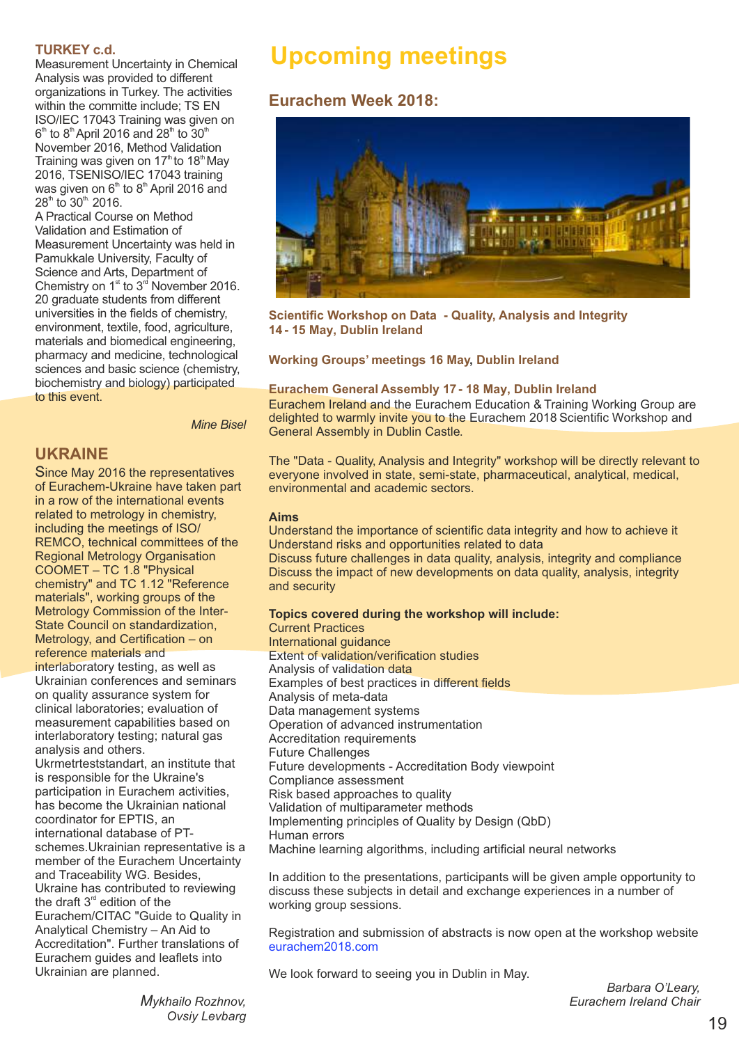## TURKEY c.d.

Measurement Uncertainty in Chemical Analysis was provided to different organizations in Turkey. The activities within the committe include; TS EN ISO/IEC 17043 Training was given on 6th to 8th April 2016 and 28th to 30th November 2016, Method Validation Training was given on 17th to 18th May 2016, TSENISO/IEC 17043 training was given on 6th to 8th April 2016 and 28th to 30th 2016.

A Practical Course on Method Validation and Estimation of Measurement Uncertainty was held in Pamukkale University, Faculty of Science and Arts, Department of Chemistry on 1st to 3rd November 2016. 20 graduate students from different universities in the fields of chemistry, environment, textile, food, agriculture, materials and biomedical engineering, pharmacy and medicine, technological sciences and basic science (chemistry, biochemistry and biology) participated to this event.

*Mine Bisel*

## UKRAINE

Since May 2016 the representatives of Eurachem-Ukraine have taken part in a row of the international events related to metrology in chemistry, including the meetings of ISO/REMCO, technical committees of the Regional Metrology Organisation COOMET – TC 1.8 "Physical chemistry" and TC 1.12 "Reference materials", working groups of the Metrology Commission of the Inter-State Council on standardization, Metrology, and Certification – on reference materials and interlaboratory testing, as well as Ukrainian conferences and seminars on quality assurance system for clinical laboratories; evaluation of measurement capabilities based on interlaboratory testing; natural gas analysis and others.

Ukrmetrteststandart, an institute that is responsible for the Ukraine's participation in Eurachem activities, has become the Ukrainian national coordinator for EPTIS, an international database of PT-schemes.Ukrainian representative is a member of the Eurachem Uncertainty and Traceability WG. Besides, Ukraine has contributed to reviewing the draft 3rd edition of the Eurachem/CITAC "Guide to Quality in Analytical Chemistry – An Aid to Accreditation". Further translations of Eurachem guides and leaflets into Ukrainian are planned.

*Mykhailo Rozhnov,*
*Ovsiy Levbarg*

# Upcoming meetings

## Eurachem Week 2018:

**Scientific Workshop on Data - Quality, Analysis and Integrity**
**14 - 15 May, Dublin Ireland**

**Working Groups' meetings 16 May, Dublin Ireland**

**Eurachem General Assembly 17 - 18 May, Dublin Ireland**

Eurachem Ireland and the Eurachem Education & Training Working Group are delighted to warmly invite you to the Eurachem 2018 Scientific Workshop and General Assembly in Dublin Castle.

The "Data - Quality, Analysis and Integrity" workshop will be directly relevant to everyone involved in state, semi-state, pharmaceutical, analytical, medical, environmental and academic sectors.

**Aims**

Understand the importance of scientific data integrity and how to achieve it
Understand risks and opportunities related to data
Discuss future challenges in data quality, analysis, integrity and compliance
Discuss the impact of new developments on data quality, analysis, integrity and security

**Topics covered during the workshop will include:**

Current Practices
International guidance
Extent of validation/verification studies
Analysis of validation data
Examples of best practices in different fields
Analysis of meta-data
Data management systems
Operation of advanced instrumentation
Accreditation requirements
Future Challenges
Future developments - Accreditation Body viewpoint
Compliance assessment
Risk based approaches to quality
Validation of multiparameter methods
Implementing principles of Quality by Design (QbD)
Human errors
Machine learning algorithms, including artificial neural networks

In addition to the presentations, participants will be given ample opportunity to discuss these subjects in detail and exchange experiences in a number of working group sessions.

Registration and submission of abstracts is now open at the workshop website eurachem2018.com

We look forward to seeing you in Dublin in May.

*Barbara O'Leary,*
*Eurachem Ireland Chair*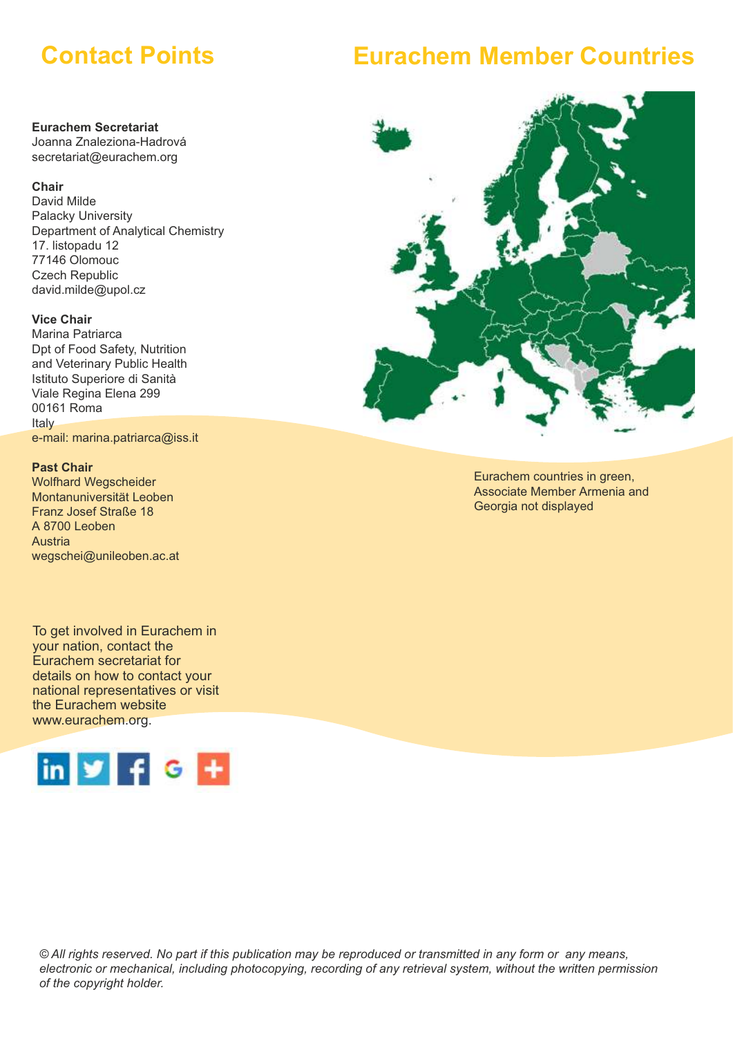## Contact Points

**Eurachem Secretariat**
Joanna Znaleziona-Hadrová
secretariat@eurachem.org

**Chair**
David Milde
Palacky University
Department of Analytical Chemistry
17. listopadu 12
77146 Olomouc
Czech Republic
david.milde@upol.cz

**Vice Chair**
Marina Patriarca
Dpt of Food Safety, Nutrition
and Veterinary Public Health
Istituto Superiore di Sanità
Viale Regina Elena 299
00161 Roma
Italy
e-mail: marina.patriarca@iss.it

**Past Chair**
Wolfhard Wegscheider
Montanuniversität Leoben
Franz Josef Straße 18
A 8700 Leoben
Austria
wegschei@unileoben.ac.at

To get involved in Eurachem in your nation, contact the Eurachem secretariat for details on how to contact your national representatives or visit the Eurachem website www.eurachem.org.

## Eurachem Member Countries

Eurachem countries in green, Associate Member Armenia and Georgia not displayed

*© All rights reserved. No part if this publication may be reproduced or transmitted in any form or any means, electronic or mechanical, including photocopying, recording of any retrieval system, without the written permission of the copyright holder.*